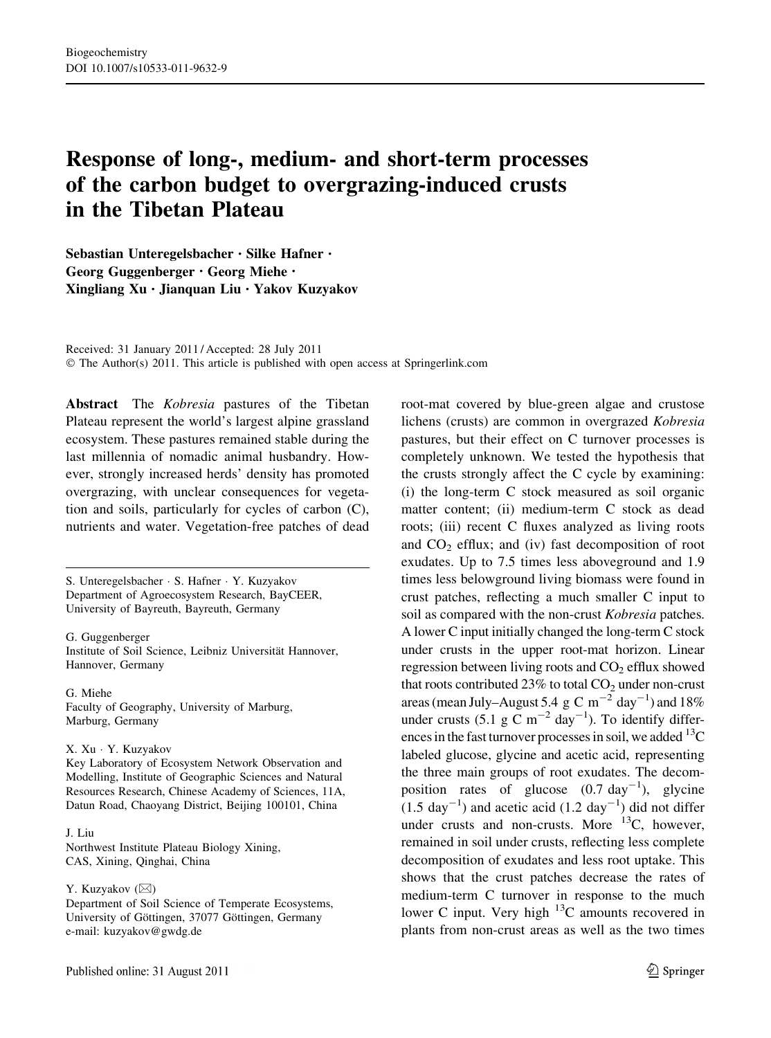# Response of long-, medium- and short-term processes of the carbon budget to overgrazing-induced crusts in the Tibetan Plateau

Sebastian Unteregelsbacher · Silke Hafner · Georg Guggenberger · Georg Miehe · Xingliang Xu · Jianquan Liu · Yakov Kuzyakov

Received: 31 January 2011 / Accepted: 28 July 2011
© The Author(s) 2011. This article is published with open access at Springerlink.com

**Abstract** The *Kobresia* pastures of the Tibetan Plateau represent the world's largest alpine grassland ecosystem. These pastures remained stable during the last millennia of nomadic animal husbandry. However, strongly increased herds' density has promoted overgrazing, with unclear consequences for vegetation and soils, particularly for cycles of carbon (C), nutrients and water. Vegetation-free patches of dead root-mat covered by blue-green algae and crustose lichens (crusts) are common in overgrazed *Kobresia* pastures, but their effect on C turnover processes is completely unknown. We tested the hypothesis that the crusts strongly affect the C cycle by examining: (i) the long-term C stock measured as soil organic matter content; (ii) medium-term C stock as dead roots; (iii) recent C fluxes analyzed as living roots and $CO_2$ efflux; and (iv) fast decomposition of root exudates. Up to 7.5 times less aboveground and 1.9 times less belowground living biomass were found in crust patches, reflecting a much smaller C input to soil as compared with the non-crust *Kobresia* patches. A lower C input initially changed the long-term C stock under crusts in the upper root-mat horizon. Linear regression between living roots and $CO_2$ efflux showed that roots contributed 23% to total $CO_2$ under non-crust areas (mean July–August 5.4 g C $m^{-2}$ $day^{-1}$) and 18% under crusts (5.1 g C $m^{-2}$ $day^{-1}$). To identify differences in the fast turnover processes in soil, we added $^{13}C$ labeled glucose, glycine and acetic acid, representing the three main groups of root exudates. The decomposition rates of glucose (0.7 $day^{-1}$), glycine (1.5 $day^{-1}$) and acetic acid (1.2 $day^{-1}$) did not differ under crusts and non-crusts. More $^{13}C$, however, remained in soil under crusts, reflecting less complete decomposition of exudates and less root uptake. This shows that the crust patches decrease the rates of medium-term C turnover in response to the much lower C input. Very high $^{13}C$ amounts recovered in plants from non-crust areas as well as the two times

---

S. Unteregelsbacher · S. Hafner · Y. Kuzyakov
Department of Agroecosystem Research, BayCEER, University of Bayreuth, Bayreuth, Germany

G. Guggenberger
Institute of Soil Science, Leibniz Universität Hannover, Hannover, Germany

G. Miehe
Faculty of Geography, University of Marburg, Marburg, Germany

X. Xu · Y. Kuzyakov
Key Laboratory of Ecosystem Network Observation and Modelling, Institute of Geographic Sciences and Natural Resources Research, Chinese Academy of Sciences, 11A, Datun Road, Chaoyang District, Beijing 100101, China

J. Liu
Northwest Institute Plateau Biology Xining, CAS, Xining, Qinghai, China

Y. Kuzyakov (✉)
Department of Soil Science of Temperate Ecosystems, University of Göttingen, 37077 Göttingen, Germany
e-mail: kuzyakov@gwdg.de

Published online: 31 August 2011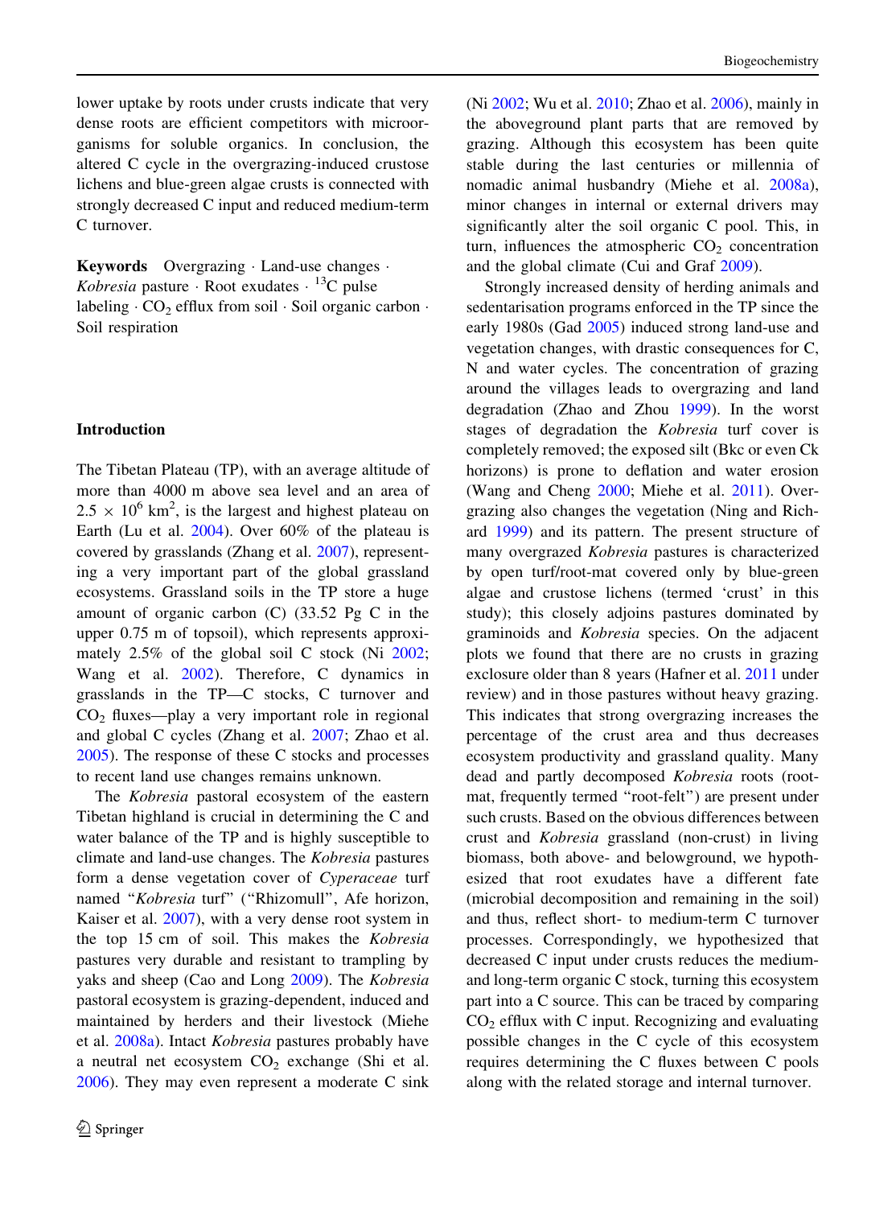lower uptake by roots under crusts indicate that very dense roots are efficient competitors with microorganisms for soluble organics. In conclusion, the altered C cycle in the overgrazing-induced crustose lichens and blue-green algae crusts is connected with strongly decreased C input and reduced medium-term C turnover.

**Keywords** Overgrazing · Land-use changes · *Kobresia* pasture · Root exudates · $^{13}C$ pulse labeling · $CO_2$ efflux from soil · Soil organic carbon · Soil respiration

## Introduction

The Tibetan Plateau (TP), with an average altitude of more than 4000 m above sea level and an area of $2.5 \times 10^6$ km$^2$, is the largest and highest plateau on Earth (Lu et al. 2004). Over 60% of the plateau is covered by grasslands (Zhang et al. 2007), representing a very important part of the global grassland ecosystems. Grassland soils in the TP store a huge amount of organic carbon (C) (33.52 Pg C in the upper 0.75 m of topsoil), which represents approximately 2.5% of the global soil C stock (Ni 2002; Wang et al. 2002). Therefore, C dynamics in grasslands in the TP—C stocks, C turnover and $CO_2$ fluxes—play a very important role in regional and global C cycles (Zhang et al. 2007; Zhao et al. 2005). The response of these C stocks and processes to recent land use changes remains unknown.

The *Kobresia* pastoral ecosystem of the eastern Tibetan highland is crucial in determining the C and water balance of the TP and is highly susceptible to climate and land-use changes. The *Kobresia* pastures form a dense vegetation cover of *Cyperaceae* turf named "*Kobresia* turf" ("Rhizomull", Afe horizon, Kaiser et al. 2007), with a very dense root system in the top 15 cm of soil. This makes the *Kobresia* pastures very durable and resistant to trampling by yaks and sheep (Cao and Long 2009). The *Kobresia* pastoral ecosystem is grazing-dependent, induced and maintained by herders and their livestock (Miehe et al. 2008a). Intact *Kobresia* pastures probably have a neutral net ecosystem $CO_2$ exchange (Shi et al. 2006). They may even represent a moderate C sink (Ni 2002; Wu et al. 2010; Zhao et al. 2006), mainly in the aboveground plant parts that are removed by grazing. Although this ecosystem has been quite stable during the last centuries or millennia of nomadic animal husbandry (Miehe et al. 2008a), minor changes in internal or external drivers may significantly alter the soil organic C pool. This, in turn, influences the atmospheric $CO_2$ concentration and the global climate (Cui and Graf 2009).

Strongly increased density of herding animals and sedentarisation programs enforced in the TP since the early 1980s (Gad 2005) induced strong land-use and vegetation changes, with drastic consequences for C, N and water cycles. The concentration of grazing around the villages leads to overgrazing and land degradation (Zhao and Zhou 1999). In the worst stages of degradation the *Kobresia* turf cover is completely removed; the exposed silt (Bkc or even Ck horizons) is prone to deflation and water erosion (Wang and Cheng 2000; Miehe et al. 2011). Overgrazing also changes the vegetation (Ning and Richard 1999) and its pattern. The present structure of many overgrazed *Kobresia* pastures is characterized by open turf/root-mat covered only by blue-green algae and crustose lichens (termed 'crust' in this study); this closely adjoins pastures dominated by graminoids and *Kobresia* species. On the adjacent plots we found that there are no crusts in grazing exclosure older than 8 years (Hafner et al. 2011 under review) and in those pastures without heavy grazing. This indicates that strong overgrazing increases the percentage of the crust area and thus decreases ecosystem productivity and grassland quality. Many dead and partly decomposed *Kobresia* roots (root-mat, frequently termed "root-felt") are present under such crusts. Based on the obvious differences between crust and *Kobresia* grassland (non-crust) in living biomass, both above- and belowground, we hypothesized that root exudates have a different fate (microbial decomposition and remaining in the soil) and thus, reflect short- to medium-term C turnover processes. Correspondingly, we hypothesized that decreased C input under crusts reduces the medium- and long-term organic C stock, turning this ecosystem part into a C source. This can be traced by comparing $CO_2$ efflux with C input. Recognizing and evaluating possible changes in the C cycle of this ecosystem requires determining the C fluxes between C pools along with the related storage and internal turnover.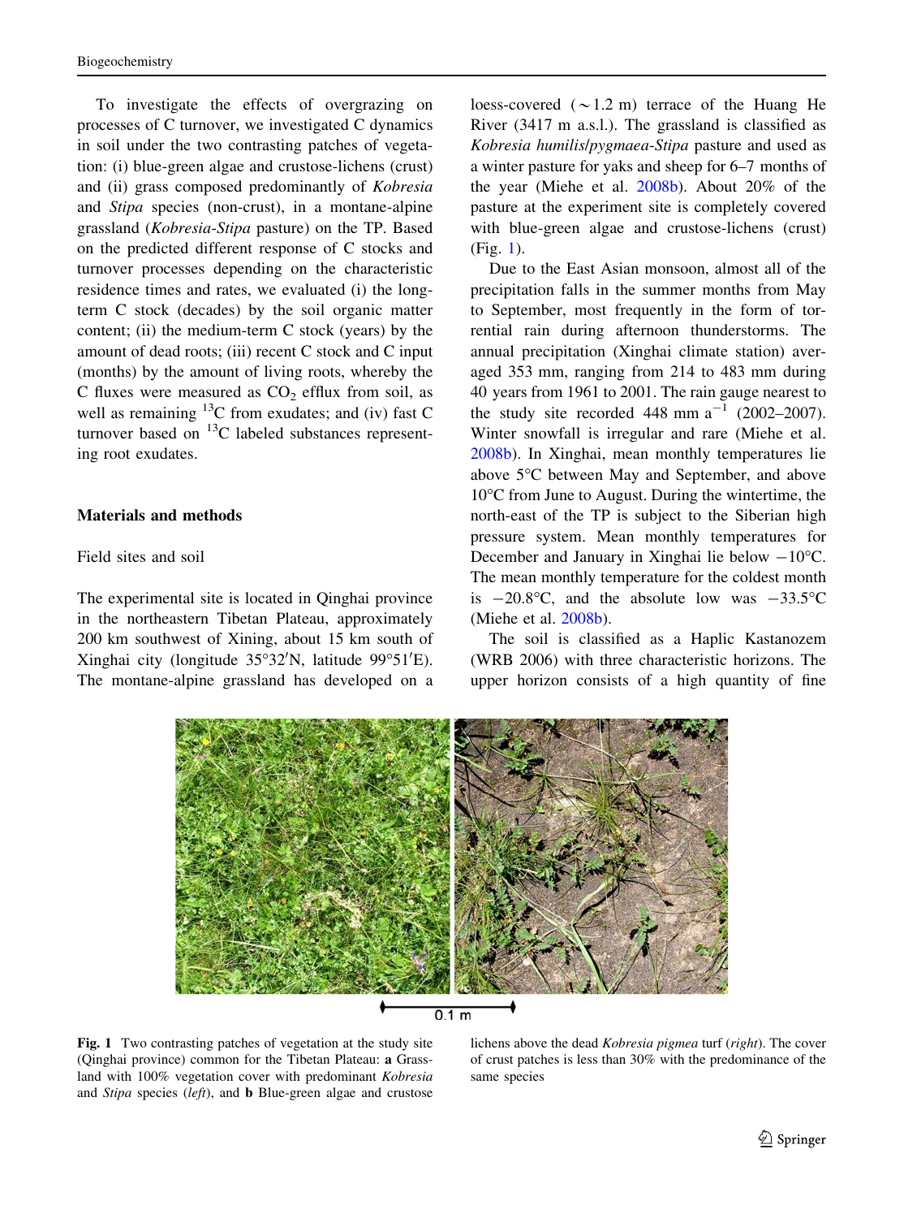To investigate the effects of overgrazing on processes of C turnover, we investigated C dynamics in soil under the two contrasting patches of vegetation: (i) blue-green algae and crustose-lichens (crust) and (ii) grass composed predominantly of *Kobresia* and *Stipa* species (non-crust), in a montane-alpine grassland (*Kobresia-Stipa* pasture) on the TP. Based on the predicted different response of C stocks and turnover processes depending on the characteristic residence times and rates, we evaluated (i) the long-term C stock (decades) by the soil organic matter content; (ii) the medium-term C stock (years) by the amount of dead roots; (iii) recent C stock and C input (months) by the amount of living roots, whereby the C fluxes were measured as $CO_2$ efflux from soil, as well as remaining $^{13}C$ from exudates; and (iv) fast C turnover based on $^{13}C$ labeled substances representing root exudates.

## Materials and methods

### Field sites and soil

The experimental site is located in Qinghai province in the northeastern Tibetan Plateau, approximately 200 km southwest of Xining, about 15 km south of Xinghai city (longitude 35°32′N, latitude 99°51′E). The montane-alpine grassland has developed on a loess-covered (~1.2 m) terrace of the Huang He River (3417 m a.s.l.). The grassland is classified as *Kobresia humilis/pygmaea-Stipa* pasture and used as a winter pasture for yaks and sheep for 6–7 months of the year (Miehe et al. 2008b). About 20% of the pasture at the experiment site is completely covered with blue-green algae and crustose-lichens (crust) (Fig. 1).

Due to the East Asian monsoon, almost all of the precipitation falls in the summer months from May to September, most frequently in the form of torrential rain during afternoon thunderstorms. The annual precipitation (Xinghai climate station) averaged 353 mm, ranging from 214 to 483 mm during 40 years from 1961 to 2001. The rain gauge nearest to the study site recorded 448 mm $a^{-1}$ (2002–2007). Winter snowfall is irregular and rare (Miehe et al. 2008b). In Xinghai, mean monthly temperatures lie above 5°C between May and September, and above 10°C from June to August. During the wintertime, the north-east of the TP is subject to the Siberian high pressure system. Mean monthly temperatures for December and January in Xinghai lie below −10°C. The mean monthly temperature for the coldest month is −20.8°C, and the absolute low was −33.5°C (Miehe et al. 2008b).

The soil is classified as a Haplic Kastanozem (WRB 2006) with three characteristic horizons. The upper horizon consists of a high quantity of fine

**Fig. 1** Two contrasting patches of vegetation at the study site (Qinghai province) common for the Tibetan Plateau: **a** Grassland with 100% vegetation cover with predominant *Kobresia* and *Stipa* species (*left*), and **b** Blue-green algae and crustose lichens above the dead *Kobresia pigmea* turf (*right*). The cover of crust patches is less than 30% with the predominance of the same species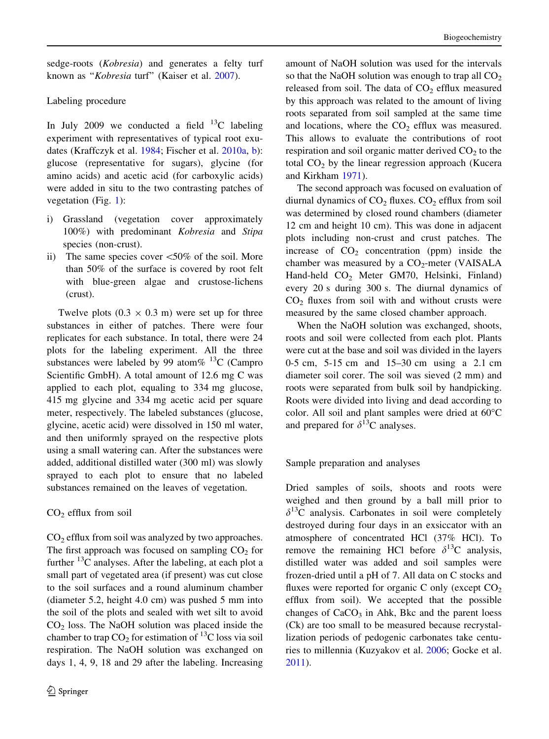sedge-roots (*Kobresia*) and generates a felty turf known as "*Kobresia* turf" (Kaiser et al. 2007).

### Labeling procedure

In July 2009 we conducted a field $^{13}C$ labeling experiment with representatives of typical root exudates (Kraffczyk et al. 1984; Fischer et al. 2010a, b): glucose (representative for sugars), glycine (for amino acids) and acetic acid (for carboxylic acids) were added in situ to the two contrasting patches of vegetation (Fig. 1):

i) Grassland (vegetation cover approximately 100%) with predominant *Kobresia* and *Stipa* species (non-crust).
ii) The same species cover <50% of the soil. More than 50% of the surface is covered by root felt with blue-green algae and crustose-lichens (crust).

Twelve plots (0.3 × 0.3 m) were set up for three substances in either of patches. There were four replicates for each substance. In total, there were 24 plots for the labeling experiment. All the three substances were labeled by 99 atom% $^{13}C$ (Campro Scientific GmbH). A total amount of 12.6 mg C was applied to each plot, equaling to 334 mg glucose, 415 mg glycine and 334 mg acetic acid per square meter, respectively. The labeled substances (glucose, glycine, acetic acid) were dissolved in 150 ml water, and then uniformly sprayed on the respective plots using a small watering can. After the substances were added, additional distilled water (300 ml) was slowly sprayed to each plot to ensure that no labeled substances remained on the leaves of vegetation.

### $CO_2$ efflux from soil

$CO_2$ efflux from soil was analyzed by two approaches. The first approach was focused on sampling $CO_2$ for further $^{13}C$ analyses. After the labeling, at each plot a small part of vegetated area (if present) was cut close to the soil surfaces and a round aluminum chamber (diameter 5.2, height 4.0 cm) was pushed 5 mm into the soil of the plots and sealed with wet silt to avoid $CO_2$ loss. The NaOH solution was placed inside the chamber to trap $CO_2$ for estimation of $^{13}C$ loss via soil respiration. The NaOH solution was exchanged on days 1, 4, 9, 18 and 29 after the labeling. Increasing amount of NaOH solution was used for the intervals so that the NaOH solution was enough to trap all $CO_2$ released from soil. The data of $CO_2$ efflux measured by this approach was related to the amount of living roots separated from soil sampled at the same time and locations, where the $CO_2$ efflux was measured. This allows to evaluate the contributions of root respiration and soil organic matter derived $CO_2$ to the total $CO_2$ by the linear regression approach (Kucera and Kirkham 1971).

The second approach was focused on evaluation of diurnal dynamics of $CO_2$ fluxes. $CO_2$ efflux from soil was determined by closed round chambers (diameter 12 cm and height 10 cm). This was done in adjacent plots including non-crust and crust patches. The increase of $CO_2$ concentration (ppm) inside the chamber was measured by a $CO_2$-meter (VAISALA Hand-held $CO_2$ Meter GM70, Helsinki, Finland) every 20 s during 300 s. The diurnal dynamics of $CO_2$ fluxes from soil with and without crusts were measured by the same closed chamber approach.

When the NaOH solution was exchanged, shoots, roots and soil were collected from each plot. Plants were cut at the base and soil was divided in the layers 0-5 cm, 5-15 cm and 15–30 cm using a 2.1 cm diameter soil corer. The soil was sieved (2 mm) and roots were separated from bulk soil by handpicking. Roots were divided into living and dead according to color. All soil and plant samples were dried at 60°C and prepared for $\delta^{13}C$ analyses.

### Sample preparation and analyses

Dried samples of soils, shoots and roots were weighed and then ground by a ball mill prior to $\delta^{13}C$ analysis. Carbonates in soil were completely destroyed during four days in an exsiccator with an atmosphere of concentrated HCl (37% HCl). To remove the remaining HCl before $\delta^{13}C$ analysis, distilled water was added and soil samples were frozen-dried until a pH of 7. All data on C stocks and fluxes were reported for organic C only (except $CO_2$ efflux from soil). We accepted that the possible changes of $CaCO_3$ in Ahk, Bkc and the parent loess (Ck) are too small to be measured because recrystallization periods of pedogenic carbonates take centuries to millennia (Kuzyakov et al. 2006; Gocke et al. 2011).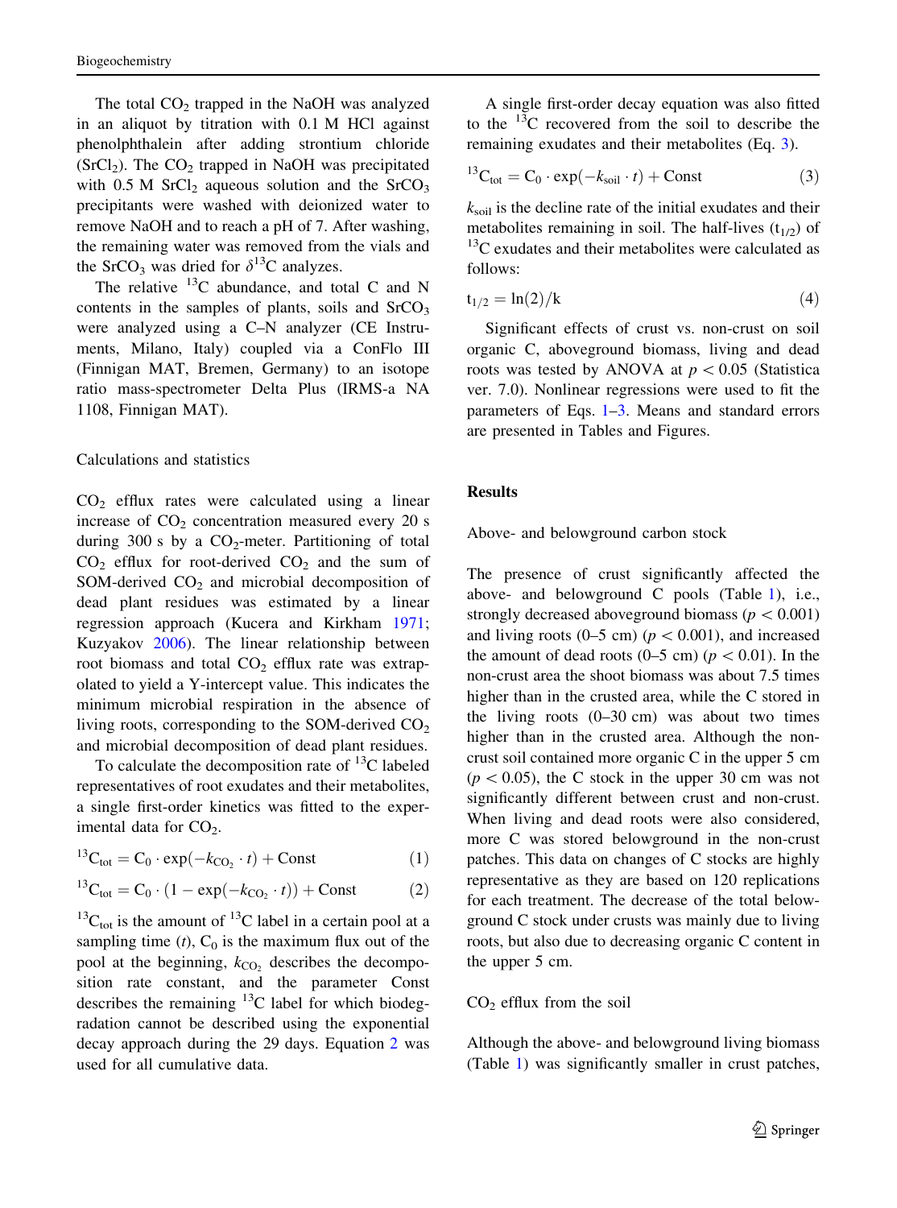The total $CO_2$ trapped in the NaOH was analyzed in an aliquot by titration with 0.1 M HCl against phenolphthalein after adding strontium chloride ($SrCl_2$). The $CO_2$ trapped in NaOH was precipitated with 0.5 M $SrCl_2$ aqueous solution and the $SrCO_3$ precipitants were washed with deionized water to remove NaOH and to reach a pH of 7. After washing, the remaining water was removed from the vials and the $SrCO_3$ was dried for $\delta^{13}C$ analyzes.

The relative $^{13}C$ abundance, and total C and N contents in the samples of plants, soils and $SrCO_3$ were analyzed using a C–N analyzer (CE Instruments, Milano, Italy) coupled via a ConFlo III (Finnigan MAT, Bremen, Germany) to an isotope ratio mass-spectrometer Delta Plus (IRMS-a NA 1108, Finnigan MAT).

### Calculations and statistics

$CO_2$ efflux rates were calculated using a linear increase of $CO_2$ concentration measured every 20 s during 300 s by a $CO_2$-meter. Partitioning of total $CO_2$ efflux for root-derived $CO_2$ and the sum of SOM-derived $CO_2$ and microbial decomposition of dead plant residues was estimated by a linear regression approach (Kucera and Kirkham 1971; Kuzyakov 2006). The linear relationship between root biomass and total $CO_2$ efflux rate was extrapolated to yield a Y-intercept value. This indicates the minimum microbial respiration in the absence of living roots, corresponding to the SOM-derived $CO_2$ and microbial decomposition of dead plant residues.

To calculate the decomposition rate of $^{13}C$ labeled representatives of root exudates and their metabolites, a single first-order kinetics was fitted to the experimental data for $CO_2$.

$$^{13}C_{tot} = C_0 \cdot \exp(-k_{CO_2} \cdot t) + \text{Const} \qquad (1)$$

$$^{13}C_{tot} = C_0 \cdot (1 - \exp(-k_{CO_2} \cdot t)) + \text{Const} \qquad (2)$$

$^{13}C_{tot}$ is the amount of $^{13}C$ label in a certain pool at a sampling time ($t$), $C_0$ is the maximum flux out of the pool at the beginning, $k_{CO_2}$ describes the decomposition rate constant, and the parameter Const describes the remaining $^{13}C$ label for which biodegradation cannot be described using the exponential decay approach during the 29 days. Equation 2 was used for all cumulative data.

A single first-order decay equation was also fitted to the $^{13}C$ recovered from the soil to describe the remaining exudates and their metabolites (Eq. 3).

$$^{13}C_{tot} = C_0 \cdot \exp(-k_{soil} \cdot t) + \text{Const} \qquad (3)$$

$k_{soil}$ is the decline rate of the initial exudates and their metabolites remaining in soil. The half-lives ($t_{1/2}$) of $^{13}C$ exudates and their metabolites were calculated as follows:

$$t_{1/2} = \ln(2)/k \qquad (4)$$

Significant effects of crust vs. non-crust on soil organic C, aboveground biomass, living and dead roots was tested by ANOVA at $p < 0.05$ (Statistica ver. 7.0). Nonlinear regressions were used to fit the parameters of Eqs. 1–3. Means and standard errors are presented in Tables and Figures.

## Results

### Above- and belowground carbon stock

The presence of crust significantly affected the above- and belowground C pools (Table 1), i.e., strongly decreased aboveground biomass ($p < 0.001$) and living roots (0–5 cm) ($p < 0.001$), and increased the amount of dead roots (0–5 cm) ($p < 0.01$). In the non-crust area the shoot biomass was about 7.5 times higher than in the crusted area, while the C stored in the living roots (0–30 cm) was about two times higher than in the crusted area. Although the non-crust soil contained more organic C in the upper 5 cm ($p < 0.05$), the C stock in the upper 30 cm was not significantly different between crust and non-crust. When living and dead roots were also considered, more C was stored belowground in the non-crust patches. This data on changes of C stocks are highly representative as they are based on 120 replications for each treatment. The decrease of the total belowground C stock under crusts was mainly due to living roots, but also due to decreasing organic C content in the upper 5 cm.

### $CO_2$ efflux from the soil

Although the above- and belowground living biomass (Table 1) was significantly smaller in crust patches,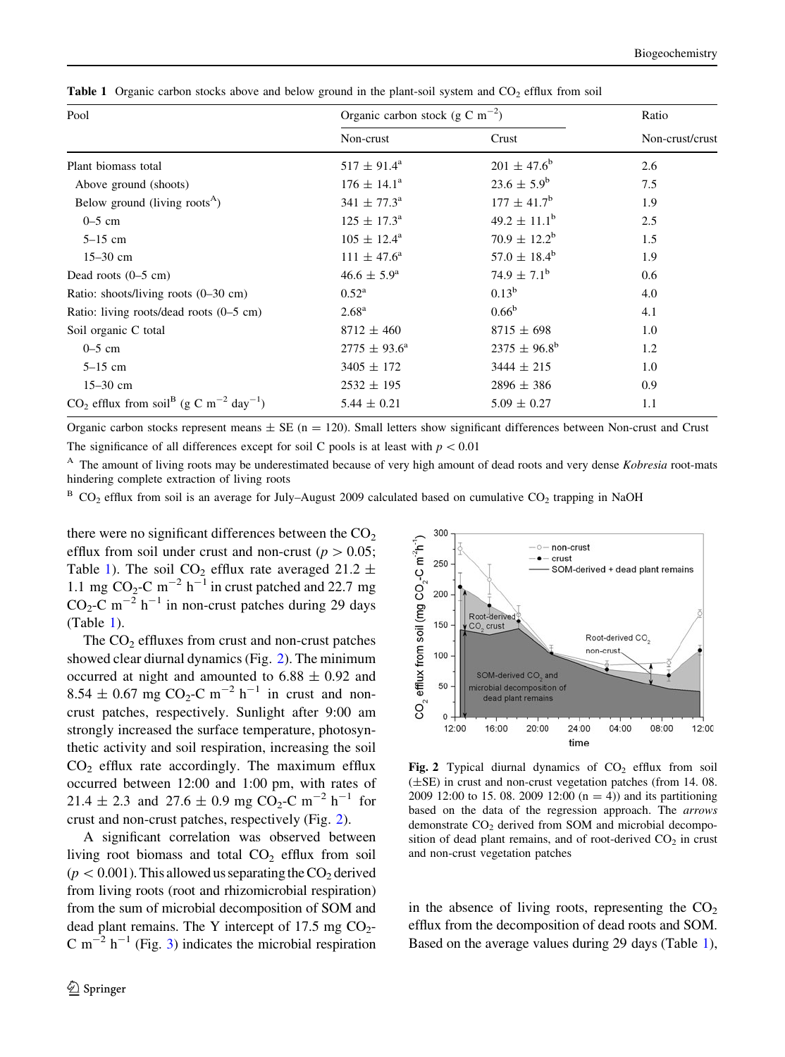**Table 1** Organic carbon stocks above and below ground in the plant-soil system and $CO_2$ efflux from soil

| Pool | Organic carbon stock (g C $m^{-2}$) | | Ratio |
|---|---|---|---|
| | Non-crust | Crust | Non-crust/crust |
| Plant biomass total | 517 ± 91.4[a] | 201 ± 47.6[b] | 2.6 |
| Above ground (shoots) | 176 ± 14.1[a] | 23.6 ± 5.9[b] | 7.5 |
| Below ground (living roots[A]) | 341 ± 77.3[a] | 177 ± 41.7[b] | 1.9 |
| 0–5 cm | 125 ± 17.3[a] | 49.2 ± 11.1[b] | 2.5 |
| 5–15 cm | 105 ± 12.4[a] | 70.9 ± 12.2[b] | 1.5 |
| 15–30 cm | 111 ± 47.6[a] | 57.0 ± 18.4[b] | 1.9 |
| Dead roots (0–5 cm) | 46.6 ± 5.9[a] | 74.9 ± 7.1[b] | 0.6 |
| Ratio: shoots/living roots (0–30 cm) | 0.52[a] | 0.13[b] | 4.0 |
| Ratio: living roots/dead roots (0–5 cm) | 2.68[a] | 0.66[b] | 4.1 |
| Soil organic C total | 8712 ± 460 | 8715 ± 698 | 1.0 |
| 0–5 cm | 2775 ± 93.6[a] | 2375 ± 96.8[b] | 1.2 |
| 5–15 cm | 3405 ± 172 | 3444 ± 215 | 1.0 |
| 15–30 cm | 2532 ± 195 | 2896 ± 386 | 0.9 |
| $CO_2$ efflux from soil[B] (g C $m^{-2}$ $day^{-1}$) | 5.44 ± 0.21 | 5.09 ± 0.27 | 1.1 |

Organic carbon stocks represent means ± SE (n = 120). Small letters show significant differences between Non-crust and Crust

The significance of all differences except for soil C pools is at least with $p < 0.01$

[A] The amount of living roots may be underestimated because of very high amount of dead roots and very dense *Kobresia* root-mats hindering complete extraction of living roots

[B] $CO_2$ efflux from soil is an average for July–August 2009 calculated based on cumulative $CO_2$ trapping in NaOH

there were no significant differences between the $CO_2$ efflux from soil under crust and non-crust ($p > 0.05$; Table 1). The soil $CO_2$ efflux rate averaged 21.2 ± 1.1 mg $CO_2$-C $m^{-2}$ $h^{-1}$ in crust patched and 22.7 mg $CO_2$-C $m^{-2}$ $h^{-1}$ in non-crust patches during 29 days (Table 1).

The $CO_2$ effluxes from crust and non-crust patches showed clear diurnal dynamics (Fig. 2). The minimum occurred at night and amounted to 6.88 ± 0.92 and 8.54 ± 0.67 mg $CO_2$-C $m^{-2}$ $h^{-1}$ in crust and non-crust patches, respectively. Sunlight after 9:00 am strongly increased the surface temperature, photosynthetic activity and soil respiration, increasing the soil $CO_2$ efflux rate accordingly. The maximum efflux occurred between 12:00 and 1:00 pm, with rates of 21.4 ± 2.3 and 27.6 ± 0.9 mg $CO_2$-C $m^{-2}$ $h^{-1}$ for crust and non-crust patches, respectively (Fig. 2).

A significant correlation was observed between living root biomass and total $CO_2$ efflux from soil ($p < 0.001$). This allowed us separating the $CO_2$ derived from living roots (root and rhizomicrobial respiration) from the sum of microbial decomposition of SOM and dead plant remains. The Y intercept of 17.5 mg $CO_2$-C $m^{-2}$ $h^{-1}$ (Fig. 3) indicates the microbial respiration in the absence of living roots, representing the $CO_2$ efflux from the decomposition of dead roots and SOM. Based on the average values during 29 days (Table 1),

**Fig. 2** Typical diurnal dynamics of $CO_2$ efflux from soil (±SE) in crust and non-crust vegetation patches (from 14. 08. 2009 12:00 to 15. 08. 2009 12:00 (n = 4)) and its partitioning based on the data of the regression approach. The *arrows* demonstrate $CO_2$ derived from SOM and microbial decomposition of dead plant remains, and of root-derived $CO_2$ in crust and non-crust vegetation patches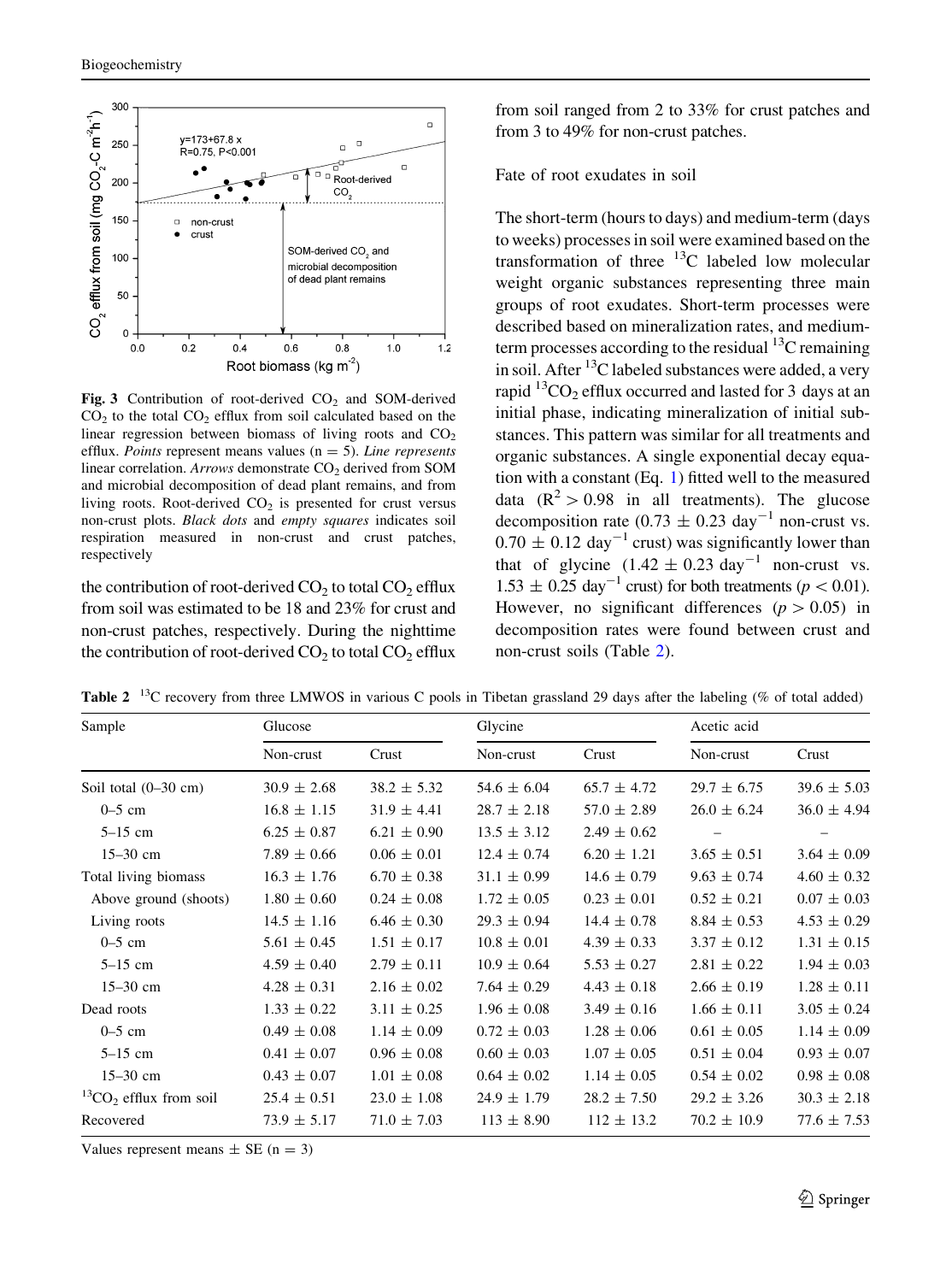**Fig. 3** Contribution of root-derived $CO_2$ and SOM-derived $CO_2$ to the total $CO_2$ efflux from soil calculated based on the linear regression between biomass of living roots and $CO_2$ efflux. *Points* represent means values ($n = 5$). *Line represents* linear correlation. *Arrows* demonstrate $CO_2$ derived from SOM and microbial decomposition of dead plant remains, and from living roots. Root-derived $CO_2$ is presented for crust versus non-crust plots. *Black dots* and *empty squares* indicates soil respiration measured in non-crust and crust patches, respectively

the contribution of root-derived $CO_2$ to total $CO_2$ efflux from soil was estimated to be 18 and 23% for crust and non-crust patches, respectively. During the nighttime the contribution of root-derived $CO_2$ to total $CO_2$ efflux from soil ranged from 2 to 33% for crust patches and from 3 to 49% for non-crust patches.

## Fate of root exudates in soil

The short-term (hours to days) and medium-term (days to weeks) processes in soil were examined based on the transformation of three $^{13}C$ labeled low molecular weight organic substances representing three main groups of root exudates. Short-term processes were described based on mineralization rates, and medium-term processes according to the residual $^{13}C$ remaining in soil. After $^{13}C$ labeled substances were added, a very rapid $^{13}CO_2$ efflux occurred and lasted for 3 days at an initial phase, indicating mineralization of initial substances. This pattern was similar for all treatments and organic substances. A single exponential decay equation with a constant (Eq. 1) fitted well to the measured data ($R^2 > 0.98$ in all treatments). The glucose decomposition rate ($0.73 \pm 0.23$ day$^{-1}$ non-crust vs. $0.70 \pm 0.12$ day$^{-1}$ crust) was significantly lower than that of glycine ($1.42 \pm 0.23$ day$^{-1}$ non-crust vs. $1.53 \pm 0.25$ day$^{-1}$ crust) for both treatments ($p < 0.01$). However, no significant differences ($p > 0.05$) in decomposition rates were found between crust and non-crust soils (Table 2).

**Table 2** $^{13}C$ recovery from three LMWOS in various C pools in Tibetan grassland 29 days after the labeling (% of total added)

| Sample | Glucose | | Glycine | | Acetic acid | |
|---|---|---|---|---|---|---|
| | Non-crust | Crust | Non-crust | Crust | Non-crust | Crust |
| Soil total (0–30 cm) | 30.9 ± 2.68 | 38.2 ± 5.32 | 54.6 ± 6.04 | 65.7 ± 4.72 | 29.7 ± 6.75 | 39.6 ± 5.03 |
| 0–5 cm | 16.8 ± 1.15 | 31.9 ± 4.41 | 28.7 ± 2.18 | 57.0 ± 2.89 | 26.0 ± 6.24 | 36.0 ± 4.94 |
| 5–15 cm | 6.25 ± 0.87 | 6.21 ± 0.90 | 13.5 ± 3.12 | 2.49 ± 0.62 | – | – |
| 15–30 cm | 7.89 ± 0.66 | 0.06 ± 0.01 | 12.4 ± 0.74 | 6.20 ± 1.21 | 3.65 ± 0.51 | 3.64 ± 0.09 |
| Total living biomass | 16.3 ± 1.76 | 6.70 ± 0.38 | 31.1 ± 0.99 | 14.6 ± 0.79 | 9.63 ± 0.74 | 4.60 ± 0.32 |
| Above ground (shoots) | 1.80 ± 0.60 | 0.24 ± 0.08 | 1.72 ± 0.05 | 0.23 ± 0.01 | 0.52 ± 0.21 | 0.07 ± 0.03 |
| Living roots | 14.5 ± 1.16 | 6.46 ± 0.30 | 29.3 ± 0.94 | 14.4 ± 0.78 | 8.84 ± 0.53 | 4.53 ± 0.29 |
| 0–5 cm | 5.61 ± 0.45 | 1.51 ± 0.17 | 10.8 ± 0.01 | 4.39 ± 0.33 | 3.37 ± 0.12 | 1.31 ± 0.15 |
| 5–15 cm | 4.59 ± 0.40 | 2.79 ± 0.11 | 10.9 ± 0.64 | 5.53 ± 0.27 | 2.81 ± 0.22 | 1.94 ± 0.03 |
| 15–30 cm | 4.28 ± 0.31 | 2.16 ± 0.02 | 7.64 ± 0.29 | 4.43 ± 0.18 | 2.66 ± 0.19 | 1.28 ± 0.11 |
| Dead roots | 1.33 ± 0.22 | 3.11 ± 0.25 | 1.96 ± 0.08 | 3.49 ± 0.16 | 1.66 ± 0.11 | 3.05 ± 0.24 |
| 0–5 cm | 0.49 ± 0.08 | 1.14 ± 0.09 | 0.72 ± 0.03 | 1.28 ± 0.06 | 0.61 ± 0.05 | 1.14 ± 0.09 |
| 5–15 cm | 0.41 ± 0.07 | 0.96 ± 0.08 | 0.60 ± 0.03 | 1.07 ± 0.05 | 0.51 ± 0.04 | 0.93 ± 0.07 |
| 15–30 cm | 0.43 ± 0.07 | 1.01 ± 0.08 | 0.64 ± 0.02 | 1.14 ± 0.05 | 0.54 ± 0.02 | 0.98 ± 0.08 |
| $^{13}CO_2$ efflux from soil | 25.4 ± 0.51 | 23.0 ± 1.08 | 24.9 ± 1.79 | 28.2 ± 7.50 | 29.2 ± 3.26 | 30.3 ± 2.18 |
| Recovered | 73.9 ± 5.17 | 71.0 ± 7.03 | 113 ± 8.90 | 112 ± 13.2 | 70.2 ± 10.9 | 77.6 ± 7.53 |

Values represent means ± SE ($n = 3$)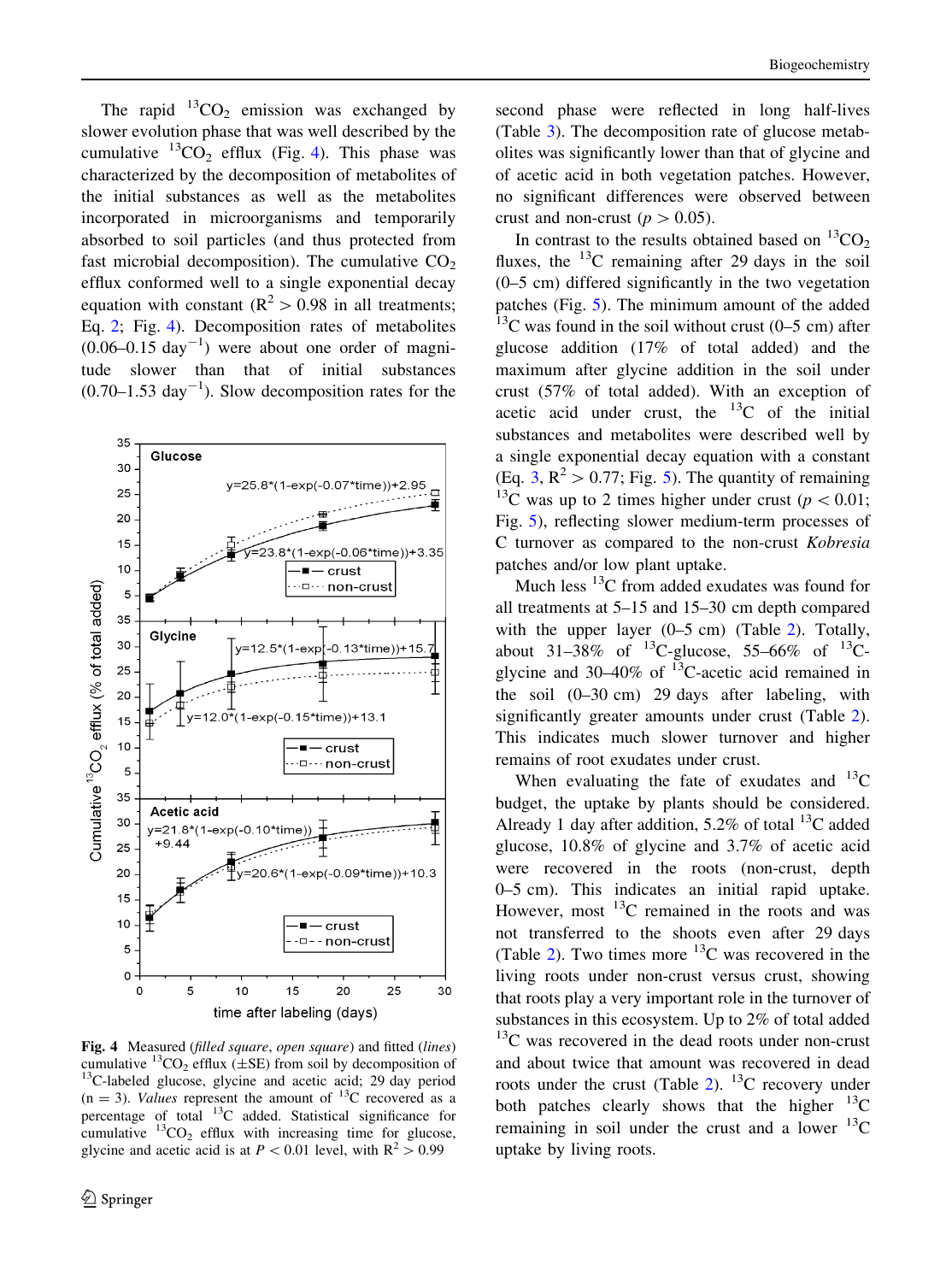The rapid $^{13}CO_2$ emission was exchanged by slower evolution phase that was well described by the cumulative $^{13}CO_2$ efflux (Fig. 4). This phase was characterized by the decomposition of metabolites of the initial substances as well as the metabolites incorporated in microorganisms and temporarily absorbed to soil particles (and thus protected from fast microbial decomposition). The cumulative $CO_2$ efflux conformed well to a single exponential decay equation with constant ($R^2 > 0.98$ in all treatments; Eq. 2; Fig. 4). Decomposition rates of metabolites (0.06–0.15 $day^{-1}$) were about one order of magnitude slower than that of initial substances (0.70–1.53 $day^{-1}$). Slow decomposition rates for the second phase were reflected in long half-lives (Table 3). The decomposition rate of glucose metabolites was significantly lower than that of glycine and of acetic acid in both vegetation patches. However, no significant differences were observed between crust and non-crust ($p > 0.05$).

**Fig. 4** Measured (*filled square*, *open square*) and fitted (*lines*) cumulative $^{13}CO_2$ efflux (±SE) from soil by decomposition of $^{13}C$-labeled glucose, glycine and acetic acid; 29 day period (n = 3). *Values* represent the amount of $^{13}C$ recovered as a percentage of total $^{13}C$ added. Statistical significance for cumulative $^{13}CO_2$ efflux with increasing time for glucose, glycine and acetic acid is at $P < 0.01$ level, with $R^2 > 0.99$

In contrast to the results obtained based on $^{13}CO_2$ fluxes, the $^{13}C$ remaining after 29 days in the soil (0–5 cm) differed significantly in the two vegetation patches (Fig. 5). The minimum amount of the added $^{13}C$ was found in the soil without crust (0–5 cm) after glucose addition (17% of total added) and the maximum after glycine addition in the soil under crust (57% of total added). With an exception of acetic acid under crust, the $^{13}C$ of the initial substances and metabolites were described well by a single exponential decay equation with a constant (Eq. 3, $R^2 > 0.77$; Fig. 5). The quantity of remaining $^{13}C$ was up to 2 times higher under crust ($p < 0.01$; Fig. 5), reflecting slower medium-term processes of C turnover as compared to the non-crust *Kobresia* patches and/or low plant uptake.

Much less $^{13}C$ from added exudates was found for all treatments at 5–15 and 15–30 cm depth compared with the upper layer (0–5 cm) (Table 2). Totally, about 31–38% of $^{13}C$-glucose, 55–66% of $^{13}C$-glycine and 30–40% of $^{13}C$-acetic acid remained in the soil (0–30 cm) 29 days after labeling, with significantly greater amounts under crust (Table 2). This indicates much slower turnover and higher remains of root exudates under crust.

When evaluating the fate of exudates and $^{13}C$ budget, the uptake by plants should be considered. Already 1 day after addition, 5.2% of total $^{13}C$ added glucose, 10.8% of glycine and 3.7% of acetic acid were recovered in the roots (non-crust, depth 0–5 cm). This indicates an initial rapid uptake. However, most $^{13}C$ remained in the roots and was not transferred to the shoots even after 29 days (Table 2). Two times more $^{13}C$ was recovered in the living roots under non-crust versus crust, showing that roots play a very important role in the turnover of substances in this ecosystem. Up to 2% of total added $^{13}C$ was recovered in the dead roots under non-crust and about twice that amount was recovered in dead roots under the crust (Table 2). $^{13}C$ recovery under both patches clearly shows that the higher $^{13}C$ remaining in soil under the crust and a lower $^{13}C$ uptake by living roots.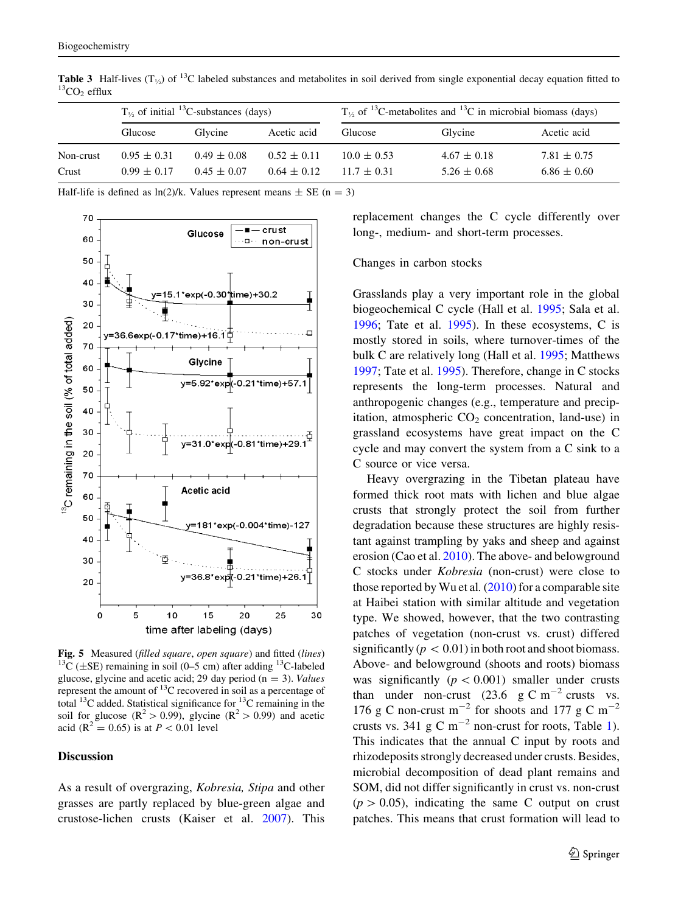**Table 3** Half-lives ($T_{½}$) of $^{13}C$ labeled substances and metabolites in soil derived from single exponential decay equation fitted to $^{13}CO_2$ efflux

| | $T_{½}$ of initial $^{13}C$-substances (days) | | | $T_{½}$ of $^{13}C$-metabolites and $^{13}C$ in microbial biomass (days) | | |
|---|---|---|---|---|---|---|
| | Glucose | Glycine | Acetic acid | Glucose | Glycine | Acetic acid |
| Non-crust | 0.95 ± 0.31 | 0.49 ± 0.08 | 0.52 ± 0.11 | 10.0 ± 0.53 | 4.67 ± 0.18 | 7.81 ± 0.75 |
| Crust | 0.99 ± 0.17 | 0.45 ± 0.07 | 0.64 ± 0.12 | 11.7 ± 0.31 | 5.26 ± 0.68 | 6.86 ± 0.60 |

Half-life is defined as ln(2)/k. Values represent means ± SE (n = 3)

**Fig. 5** Measured (*filled square*, *open square*) and fitted (*lines*) $^{13}C$ (±SE) remaining in soil (0–5 cm) after adding $^{13}C$-labeled glucose, glycine and acetic acid; 29 day period (n = 3). *Values* represent the amount of $^{13}C$ recovered in soil as a percentage of total $^{13}C$ added. Statistical significance for $^{13}C$ remaining in the soil for glucose ($R^2 > 0.99$), glycine ($R^2 > 0.99$) and acetic acid ($R^2 = 0.65$) is at $P < 0.01$ level

## Discussion

As a result of overgrazing, *Kobresia*, *Stipa* and other grasses are partly replaced by blue-green algae and crustose-lichen crusts (Kaiser et al. 2007). This replacement changes the C cycle differently over long-, medium- and short-term processes.

### Changes in carbon stocks

Grasslands play a very important role in the global biogeochemical C cycle (Hall et al. 1995; Sala et al. 1996; Tate et al. 1995). In these ecosystems, C is mostly stored in soils, where turnover-times of the bulk C are relatively long (Hall et al. 1995; Matthews 1997; Tate et al. 1995). Therefore, change in C stocks represents the long-term processes. Natural and anthropogenic changes (e.g., temperature and precipitation, atmospheric $CO_2$ concentration, land-use) in grassland ecosystems have great impact on the C cycle and may convert the system from a C sink to a C source or vice versa.

Heavy overgrazing in the Tibetan plateau have formed thick root mats with lichen and blue algae crusts that strongly protect the soil from further degradation because these structures are highly resistant against trampling by yaks and sheep and against erosion (Cao et al. 2010). The above- and belowground C stocks under *Kobresia* (non-crust) were close to those reported by Wu et al. (2010) for a comparable site at Haibei station with similar altitude and vegetation type. We showed, however, that the two contrasting patches of vegetation (non-crust vs. crust) differed significantly ($p < 0.01$) in both root and shoot biomass. Above- and belowground (shoots and roots) biomass was significantly ($p < 0.001$) smaller under crusts than under non-crust (23.6 g C $m^{-2}$ crusts vs. 176 g C non-crust $m^{-2}$ for shoots and 177 g C $m^{-2}$ crusts vs. 341 g C $m^{-2}$ non-crust for roots, Table 1). This indicates that the annual C input by roots and rhizodeposits strongly decreased under crusts. Besides, microbial decomposition of dead plant remains and SOM, did not differ significantly in crust vs. non-crust ($p > 0.05$), indicating the same C output on crust patches. This means that crust formation will lead to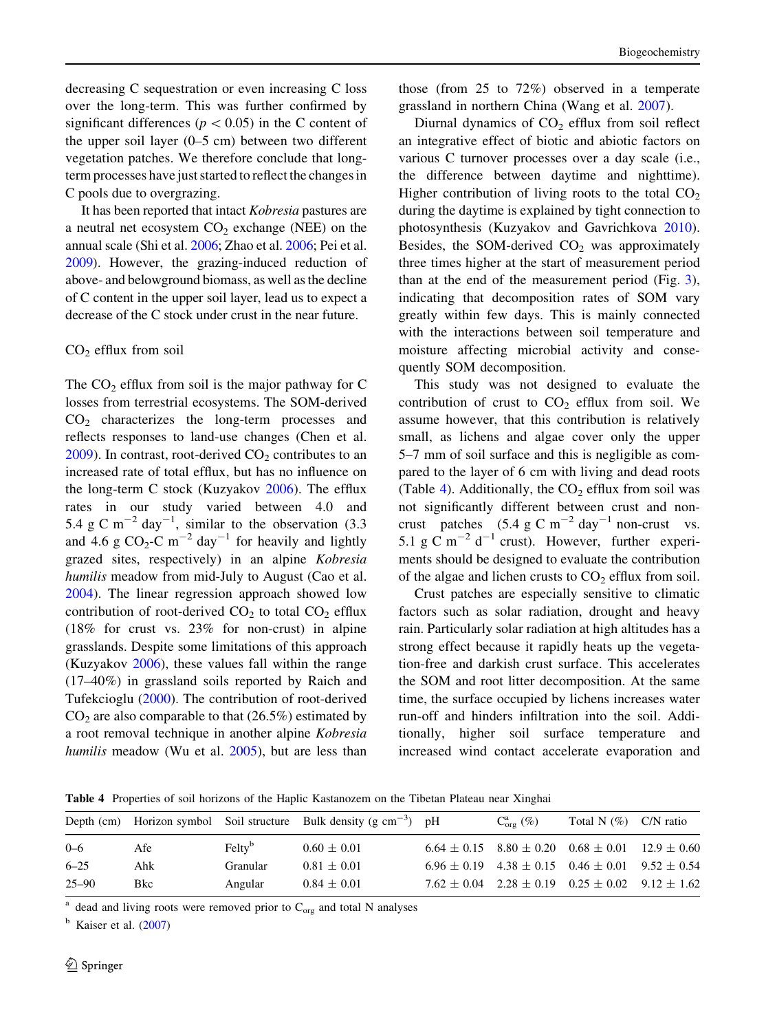decreasing C sequestration or even increasing C loss over the long-term. This was further confirmed by significant differences ($p < 0.05$) in the C content of the upper soil layer (0–5 cm) between two different vegetation patches. We therefore conclude that long-term processes have just started to reflect the changes in C pools due to overgrazing.

It has been reported that intact *Kobresia* pastures are a neutral net ecosystem $CO_2$ exchange (NEE) on the annual scale (Shi et al. 2006; Zhao et al. 2006; Pei et al. 2009). However, the grazing-induced reduction of above- and belowground biomass, as well as the decline of C content in the upper soil layer, lead us to expect a decrease of the C stock under crust in the near future.

### $CO_2$ efflux from soil

The $CO_2$ efflux from soil is the major pathway for C losses from terrestrial ecosystems. The SOM-derived $CO_2$ characterizes the long-term processes and reflects responses to land-use changes (Chen et al. 2009). In contrast, root-derived $CO_2$ contributes to an increased rate of total efflux, but has no influence on the long-term C stock (Kuzyakov 2006). The efflux rates in our study varied between 4.0 and 5.4 g C $m^{-2}$ $day^{-1}$, similar to the observation (3.3 and 4.6 g $CO_2$-C $m^{-2}$ $day^{-1}$ for heavily and lightly grazed sites, respectively) in an alpine *Kobresia humilis* meadow from mid-July to August (Cao et al. 2004). The linear regression approach showed low contribution of root-derived $CO_2$ to total $CO_2$ efflux (18% for crust vs. 23% for non-crust) in alpine grasslands. Despite some limitations of this approach (Kuzyakov 2006), these values fall within the range (17–40%) in grassland soils reported by Raich and Tufekcioglu (2000). The contribution of root-derived $CO_2$ are also comparable to that (26.5%) estimated by a root removal technique in another alpine *Kobresia humilis* meadow (Wu et al. 2005), but are less than those (from 25 to 72%) observed in a temperate grassland in northern China (Wang et al. 2007).

Diurnal dynamics of $CO_2$ efflux from soil reflect an integrative effect of biotic and abiotic factors on various C turnover processes over a day scale (i.e., the difference between daytime and nighttime). Higher contribution of living roots to the total $CO_2$ during the daytime is explained by tight connection to photosynthesis (Kuzyakov and Gavrichkova 2010). Besides, the SOM-derived $CO_2$ was approximately three times higher at the start of measurement period than at the end of the measurement period (Fig. 3), indicating that decomposition rates of SOM vary greatly within few days. This is mainly connected with the interactions between soil temperature and moisture affecting microbial activity and consequently SOM decomposition.

This study was not designed to evaluate the contribution of crust to $CO_2$ efflux from soil. We assume however, that this contribution is relatively small, as lichens and algae cover only the upper 5–7 mm of soil surface and this is negligible as compared to the layer of 6 cm with living and dead roots (Table 4). Additionally, the $CO_2$ efflux from soil was not significantly different between crust and non-crust patches (5.4 g C $m^{-2}$ $day^{-1}$ non-crust vs. 5.1 g C $m^{-2}$ $d^{-1}$ crust). However, further experiments should be designed to evaluate the contribution of the algae and lichen crusts to $CO_2$ efflux from soil.

Crust patches are especially sensitive to climatic factors such as solar radiation, drought and heavy rain. Particularly solar radiation at high altitudes has a strong effect because it rapidly heats up the vegetation-free and darkish crust surface. This accelerates the SOM and root litter decomposition. At the same time, the surface occupied by lichens increases water run-off and hinders infiltration into the soil. Additionally, higher soil surface temperature and increased wind contact accelerate evaporation and

**Table 4** Properties of soil horizons of the Haplic Kastanozem on the Tibetan Plateau near Xinghai

| Depth (cm) | Horizon symbol | Soil structure | Bulk density (g $cm^{-3}$) | pH | $C_{org}^{a}$ (%) | Total N (%) | C/N ratio |
|---|---|---|---|---|---|---|---|
| 0–6 | Afe | Felty[b] | $0.60 \pm 0.01$ | $6.64 \pm 0.15$ | $8.80 \pm 0.20$ | $0.68 \pm 0.01$ | $12.9 \pm 0.60$ |
| 6–25 | Ahk | Granular | $0.81 \pm 0.01$ | $6.96 \pm 0.19$ | $4.38 \pm 0.15$ | $0.46 \pm 0.01$ | $9.52 \pm 0.54$ |
| 25–90 | Bkc | Angular | $0.84 \pm 0.01$ | $7.62 \pm 0.04$ | $2.28 \pm 0.19$ | $0.25 \pm 0.02$ | $9.12 \pm 1.62$ |

[a] dead and living roots were removed prior to $C_{org}$ and total N analyses

[b] Kaiser et al. (2007)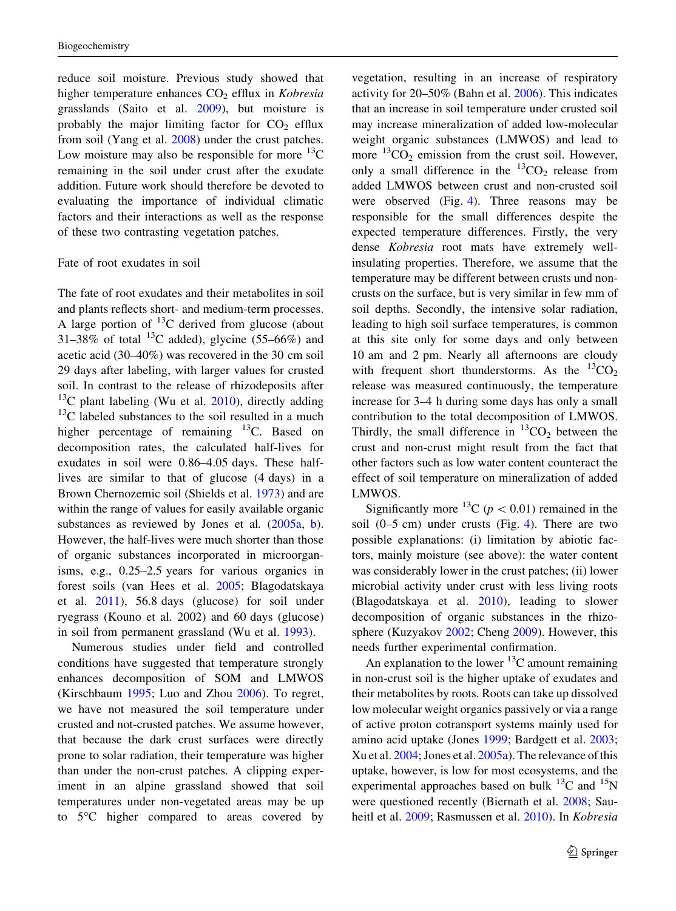reduce soil moisture. Previous study showed that higher temperature enhances $CO_2$ efflux in *Kobresia* grasslands (Saito et al. 2009), but moisture is probably the major limiting factor for $CO_2$ efflux from soil (Yang et al. 2008) under the crust patches. Low moisture may also be responsible for more $^{13}C$ remaining in the soil under crust after the exudate addition. Future work should therefore be devoted to evaluating the importance of individual climatic factors and their interactions as well as the response of these two contrasting vegetation patches.

## Fate of root exudates in soil

The fate of root exudates and their metabolites in soil and plants reflects short- and medium-term processes. A large portion of $^{13}C$ derived from glucose (about 31–38% of total $^{13}C$ added), glycine (55–66%) and acetic acid (30–40%) was recovered in the 30 cm soil 29 days after labeling, with larger values for crusted soil. In contrast to the release of rhizodeposits after $^{13}C$ plant labeling (Wu et al. 2010), directly adding $^{13}C$ labeled substances to the soil resulted in a much higher percentage of remaining $^{13}C$. Based on decomposition rates, the calculated half-lives for exudates in soil were 0.86–4.05 days. These half-lives are similar to that of glucose (4 days) in a Brown Chernozemic soil (Shields et al. 1973) and are within the range of values for easily available organic substances as reviewed by Jones et al. (2005a, b). However, the half-lives were much shorter than those of organic substances incorporated in microorganisms, e.g., 0.25–2.5 years for various organics in forest soils (van Hees et al. 2005; Blagodatskaya et al. 2011), 56.8 days (glucose) for soil under ryegrass (Kouno et al. 2002) and 60 days (glucose) in soil from permanent grassland (Wu et al. 1993).

Numerous studies under field and controlled conditions have suggested that temperature strongly enhances decomposition of SOM and LMWOS (Kirschbaum 1995; Luo and Zhou 2006). To regret, we have not measured the soil temperature under crusted and not-crusted patches. We assume however, that because the dark crust surfaces were directly prone to solar radiation, their temperature was higher than under the non-crust patches. A clipping experiment in an alpine grassland showed that soil temperatures under non-vegetated areas may be up to 5°C higher compared to areas covered by vegetation, resulting in an increase of respiratory activity for 20–50% (Bahn et al. 2006). This indicates that an increase in soil temperature under crusted soil may increase mineralization of added low-molecular weight organic substances (LMWOS) and lead to more $^{13}CO_2$ emission from the crust soil. However, only a small difference in the $^{13}CO_2$ release from added LMWOS between crust and non-crusted soil were observed (Fig. 4). Three reasons may be responsible for the small differences despite the expected temperature differences. Firstly, the very dense *Kobresia* root mats have extremely well-insulating properties. Therefore, we assume that the temperature may be different between crusts und non-crusts on the surface, but is very similar in few mm of soil depths. Secondly, the intensive solar radiation, leading to high soil surface temperatures, is common at this site only for some days and only between 10 am and 2 pm. Nearly all afternoons are cloudy with frequent short thunderstorms. As the $^{13}CO_2$ release was measured continuously, the temperature increase for 3–4 h during some days has only a small contribution to the total decomposition of LMWOS. Thirdly, the small difference in $^{13}CO_2$ between the crust and non-crust might result from the fact that other factors such as low water content counteract the effect of soil temperature on mineralization of added LMWOS.

Significantly more $^{13}C$ ($p < 0.01$) remained in the soil (0–5 cm) under crusts (Fig. 4). There are two possible explanations: (i) limitation by abiotic factors, mainly moisture (see above): the water content was considerably lower in the crust patches; (ii) lower microbial activity under crust with less living roots (Blagodatskaya et al. 2010), leading to slower decomposition of organic substances in the rhizosphere (Kuzyakov 2002; Cheng 2009). However, this needs further experimental confirmation.

An explanation to the lower $^{13}C$ amount remaining in non-crust soil is the higher uptake of exudates and their metabolites by roots. Roots can take up dissolved low molecular weight organics passively or via a range of active proton cotransport systems mainly used for amino acid uptake (Jones 1999; Bardgett et al. 2003; Xu et al. 2004; Jones et al. 2005a). The relevance of this uptake, however, is low for most ecosystems, and the experimental approaches based on bulk $^{13}C$ and $^{15}N$ were questioned recently (Biernath et al. 2008; Sauheitl et al. 2009; Rasmussen et al. 2010). In *Kobresia*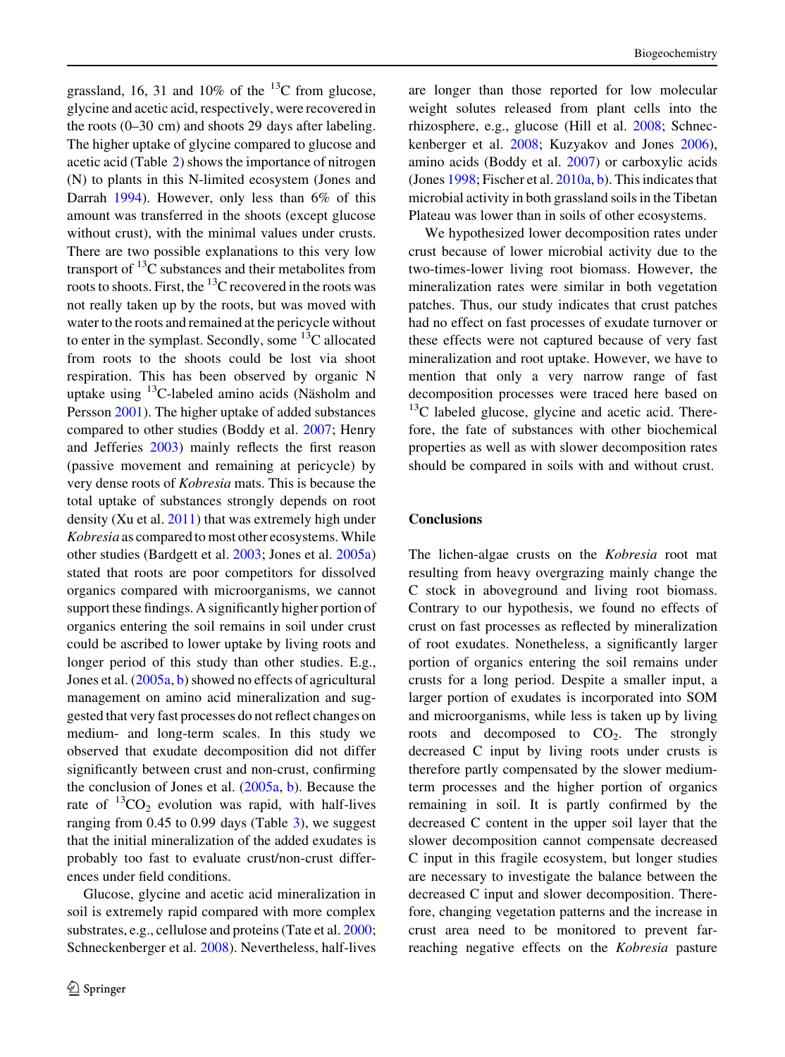grassland, 16, 31 and 10% of the $^{13}C$ from glucose, glycine and acetic acid, respectively, were recovered in the roots (0–30 cm) and shoots 29 days after labeling. The higher uptake of glycine compared to glucose and acetic acid (Table 2) shows the importance of nitrogen (N) to plants in this N-limited ecosystem (Jones and Darrah 1994). However, only less than 6% of this amount was transferred in the shoots (except glucose without crust), with the minimal values under crusts. There are two possible explanations to this very low transport of $^{13}C$ substances and their metabolites from roots to shoots. First, the $^{13}C$ recovered in the roots was not really taken up by the roots, but was moved with water to the roots and remained at the pericycle without to enter in the symplast. Secondly, some $^{13}C$ allocated from roots to the shoots could be lost via shoot respiration. This has been observed by organic N uptake using $^{13}C$-labeled amino acids (Näsholm and Persson 2001). The higher uptake of added substances compared to other studies (Boddy et al. 2007; Henry and Jefferies 2003) mainly reflects the first reason (passive movement and remaining at pericycle) by very dense roots of *Kobresia* mats. This is because the total uptake of substances strongly depends on root density (Xu et al. 2011) that was extremely high under *Kobresia* as compared to most other ecosystems. While other studies (Bardgett et al. 2003; Jones et al. 2005a) stated that roots are poor competitors for dissolved organics compared with microorganisms, we cannot support these findings. A significantly higher portion of organics entering the soil remains in soil under crust could be ascribed to lower uptake by living roots and longer period of this study than other studies. E.g., Jones et al. (2005a, b) showed no effects of agricultural management on amino acid mineralization and suggested that very fast processes do not reflect changes on medium- and long-term scales. In this study we observed that exudate decomposition did not differ significantly between crust and non-crust, confirming the conclusion of Jones et al. (2005a, b). Because the rate of $^{13}CO_2$ evolution was rapid, with half-lives ranging from 0.45 to 0.99 days (Table 3), we suggest that the initial mineralization of the added exudates is probably too fast to evaluate crust/non-crust differences under field conditions.

Glucose, glycine and acetic acid mineralization in soil is extremely rapid compared with more complex substrates, e.g., cellulose and proteins (Tate et al. 2000; Schneckenberger et al. 2008). Nevertheless, half-lives are longer than those reported for low molecular weight solutes released from plant cells into the rhizosphere, e.g., glucose (Hill et al. 2008; Schneckenberger et al. 2008; Kuzyakov and Jones 2006), amino acids (Boddy et al. 2007) or carboxylic acids (Jones 1998; Fischer et al. 2010a, b). This indicates that microbial activity in both grassland soils in the Tibetan Plateau was lower than in soils of other ecosystems.

We hypothesized lower decomposition rates under crust because of lower microbial activity due to the two-times-lower living root biomass. However, the mineralization rates were similar in both vegetation patches. Thus, our study indicates that crust patches had no effect on fast processes of exudate turnover or these effects were not captured because of very fast mineralization and root uptake. However, we have to mention that only a very narrow range of fast decomposition processes were traced here based on $^{13}C$ labeled glucose, glycine and acetic acid. Therefore, the fate of substances with other biochemical properties as well as with slower decomposition rates should be compared in soils with and without crust.

## Conclusions

The lichen-algae crusts on the *Kobresia* root mat resulting from heavy overgrazing mainly change the C stock in aboveground and living root biomass. Contrary to our hypothesis, we found no effects of crust on fast processes as reflected by mineralization of root exudates. Nonetheless, a significantly larger portion of organics entering the soil remains under crusts for a long period. Despite a smaller input, a larger portion of exudates is incorporated into SOM and microorganisms, while less is taken up by living roots and decomposed to $CO_2$. The strongly decreased C input by living roots under crusts is therefore partly compensated by the slower medium-term processes and the higher portion of organics remaining in soil. It is partly confirmed by the decreased C content in the upper soil layer that the slower decomposition cannot compensate decreased C input in this fragile ecosystem, but longer studies are necessary to investigate the balance between the decreased C input and slower decomposition. Therefore, changing vegetation patterns and the increase in crust area need to be monitored to prevent far-reaching negative effects on the *Kobresia* pasture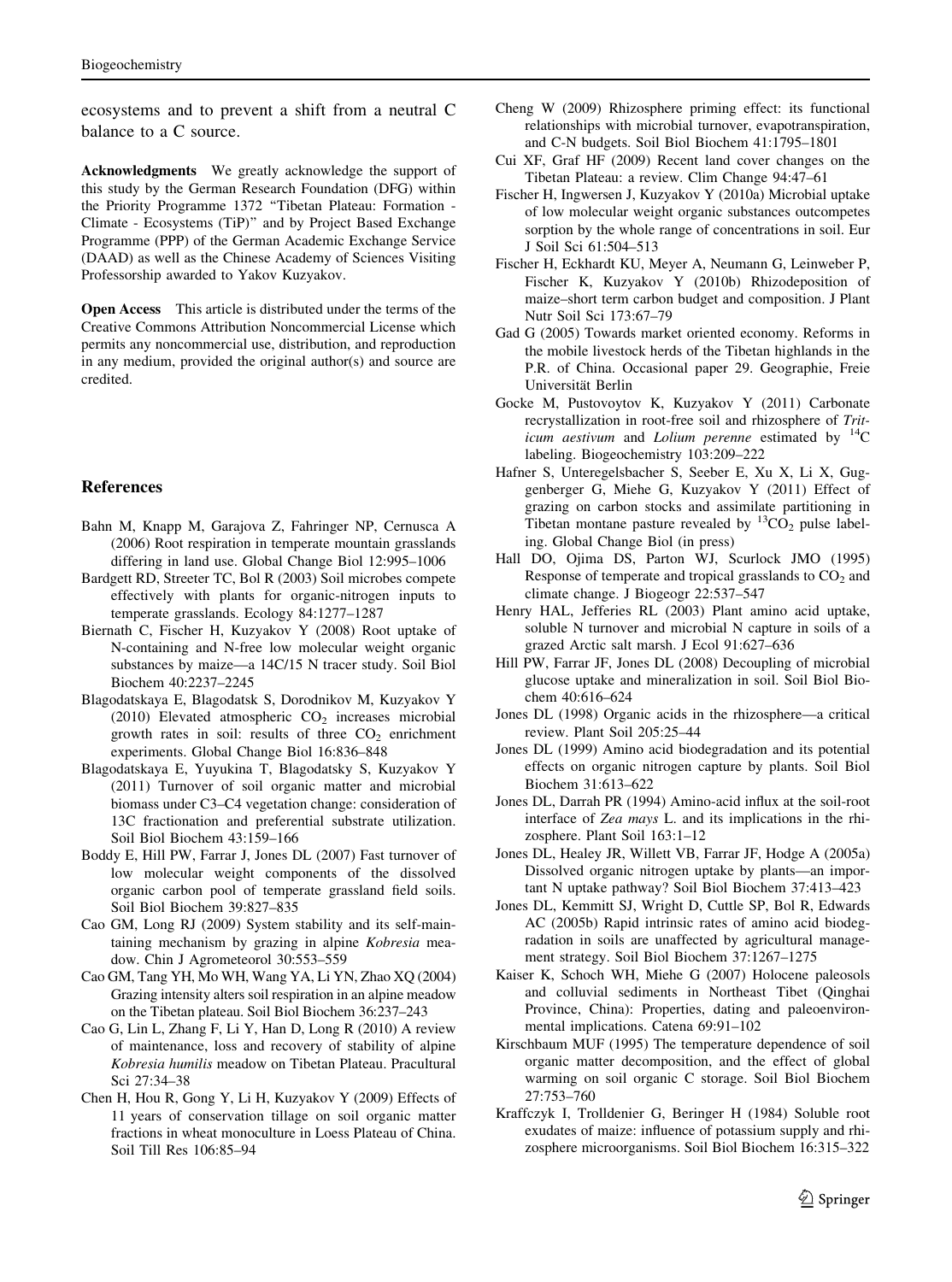ecosystems and to prevent a shift from a neutral C balance to a C source.

**Acknowledgments** We greatly acknowledge the support of this study by the German Research Foundation (DFG) within the Priority Programme 1372 "Tibetan Plateau: Formation - Climate - Ecosystems (TiP)" and by Project Based Exchange Programme (PPP) of the German Academic Exchange Service (DAAD) as well as the Chinese Academy of Sciences Visiting Professorship awarded to Yakov Kuzyakov.

**Open Access** This article is distributed under the terms of the Creative Commons Attribution Noncommercial License which permits any noncommercial use, distribution, and reproduction in any medium, provided the original author(s) and source are credited.

## References

Bahn M, Knapp M, Garajova Z, Fahringer NP, Cernusca A (2006) Root respiration in temperate mountain grasslands differing in land use. Global Change Biol 12:995–1006

Bardgett RD, Streeter TC, Bol R (2003) Soil microbes compete effectively with plants for organic-nitrogen inputs to temperate grasslands. Ecology 84:1277–1287

Biernath C, Fischer H, Kuzyakov Y (2008) Root uptake of N-containing and N-free low molecular weight organic substances by maize—a 14C/15 N tracer study. Soil Biol Biochem 40:2237–2245

Blagodatskaya E, Blagodatsk S, Dorodnikov M, Kuzyakov Y (2010) Elevated atmospheric $CO_2$ increases microbial growth rates in soil: results of three $CO_2$ enrichment experiments. Global Change Biol 16:836–848

Blagodatskaya E, Yuyukina T, Blagodatsky S, Kuzyakov Y (2011) Turnover of soil organic matter and microbial biomass under C3–C4 vegetation change: consideration of 13C fractionation and preferential substrate utilization. Soil Biol Biochem 43:159–166

Boddy E, Hill PW, Farrar J, Jones DL (2007) Fast turnover of low molecular weight components of the dissolved organic carbon pool of temperate grassland field soils. Soil Biol Biochem 39:827–835

Cao GM, Long RJ (2009) System stability and its self-maintaining mechanism by grazing in alpine *Kobresia* meadow. Chin J Agrometeorol 30:553–559

Cao GM, Tang YH, Mo WH, Wang YA, Li YN, Zhao XQ (2004) Grazing intensity alters soil respiration in an alpine meadow on the Tibetan plateau. Soil Biol Biochem 36:237–243

Cao G, Lin L, Zhang F, Li Y, Han D, Long R (2010) A review of maintenance, loss and recovery of stability of alpine *Kobresia humilis* meadow on Tibetan Plateau. Pracultural Sci 27:34–38

Chen H, Hou R, Gong Y, Li H, Kuzyakov Y (2009) Effects of 11 years of conservation tillage on soil organic matter fractions in wheat monoculture in Loess Plateau of China. Soil Till Res 106:85–94

Cheng W (2009) Rhizosphere priming effect: its functional relationships with microbial turnover, evapotranspiration, and C-N budgets. Soil Biol Biochem 41:1795–1801

Cui XF, Graf HF (2009) Recent land cover changes on the Tibetan Plateau: a review. Clim Change 94:47–61

Fischer H, Ingwersen J, Kuzyakov Y (2010a) Microbial uptake of low molecular weight organic substances outcompetes sorption by the whole range of concentrations in soil. Eur J Soil Sci 61:504–513

Fischer H, Eckhardt KU, Meyer A, Neumann G, Leinweber P, Fischer K, Kuzyakov Y (2010b) Rhizodeposition of maize–short term carbon budget and composition. J Plant Nutr Soil Sci 173:67–79

Gad G (2005) Towards market oriented economy. Reforms in the mobile livestock herds of the Tibetan highlands in the P.R. of China. Occasional paper 29. Geographie, Freie Universität Berlin

Gocke M, Pustovoytov K, Kuzyakov Y (2011) Carbonate recrystallization in root-free soil and rhizosphere of *Triticum aestivum* and *Lolium perenne* estimated by $^{14}C$ labeling. Biogeochemistry 103:209–222

Hafner S, Unteregelsbacher S, Seeber E, Xu X, Li X, Guggenberger G, Miehe G, Kuzyakov Y (2011) Effect of grazing on carbon stocks and assimilate partitioning in Tibetan montane pasture revealed by $^{13}CO_2$ pulse labeling. Global Change Biol (in press)

Hall DO, Ojima DS, Parton WJ, Scurlock JMO (1995) Response of temperate and tropical grasslands to $CO_2$ and climate change. J Biogeogr 22:537–547

Henry HAL, Jefferies RL (2003) Plant amino acid uptake, soluble N turnover and microbial N capture in soils of a grazed Arctic salt marsh. J Ecol 91:627–636

Hill PW, Farrar JF, Jones DL (2008) Decoupling of microbial glucose uptake and mineralization in soil. Soil Biol Biochem 40:616–624

Jones DL (1998) Organic acids in the rhizosphere—a critical review. Plant Soil 205:25–44

Jones DL (1999) Amino acid biodegradation and its potential effects on organic nitrogen capture by plants. Soil Biol Biochem 31:613–622

Jones DL, Darrah PR (1994) Amino-acid influx at the soil-root interface of *Zea mays* L. and its implications in the rhizosphere. Plant Soil 163:1–12

Jones DL, Healey JR, Willett VB, Farrar JF, Hodge A (2005a) Dissolved organic nitrogen uptake by plants—an important N uptake pathway? Soil Biol Biochem 37:413–423

Jones DL, Kemmitt SJ, Wright D, Cuttle SP, Bol R, Edwards AC (2005b) Rapid intrinsic rates of amino acid biodegradation in soils are unaffected by agricultural management strategy. Soil Biol Biochem 37:1267–1275

Kaiser K, Schoch WH, Miehe G (2007) Holocene paleosols and colluvial sediments in Northeast Tibet (Qinghai Province, China): Properties, dating and paleoenvironmental implications. Catena 69:91–102

Kirschbaum MUF (1995) The temperature dependence of soil organic matter decomposition, and the effect of global warming on soil organic C storage. Soil Biol Biochem 27:753–760

Kraffczyk I, Trolldenier G, Beringer H (1984) Soluble root exudates of maize: influence of potassium supply and rhizosphere microorganisms. Soil Biol Biochem 16:315–322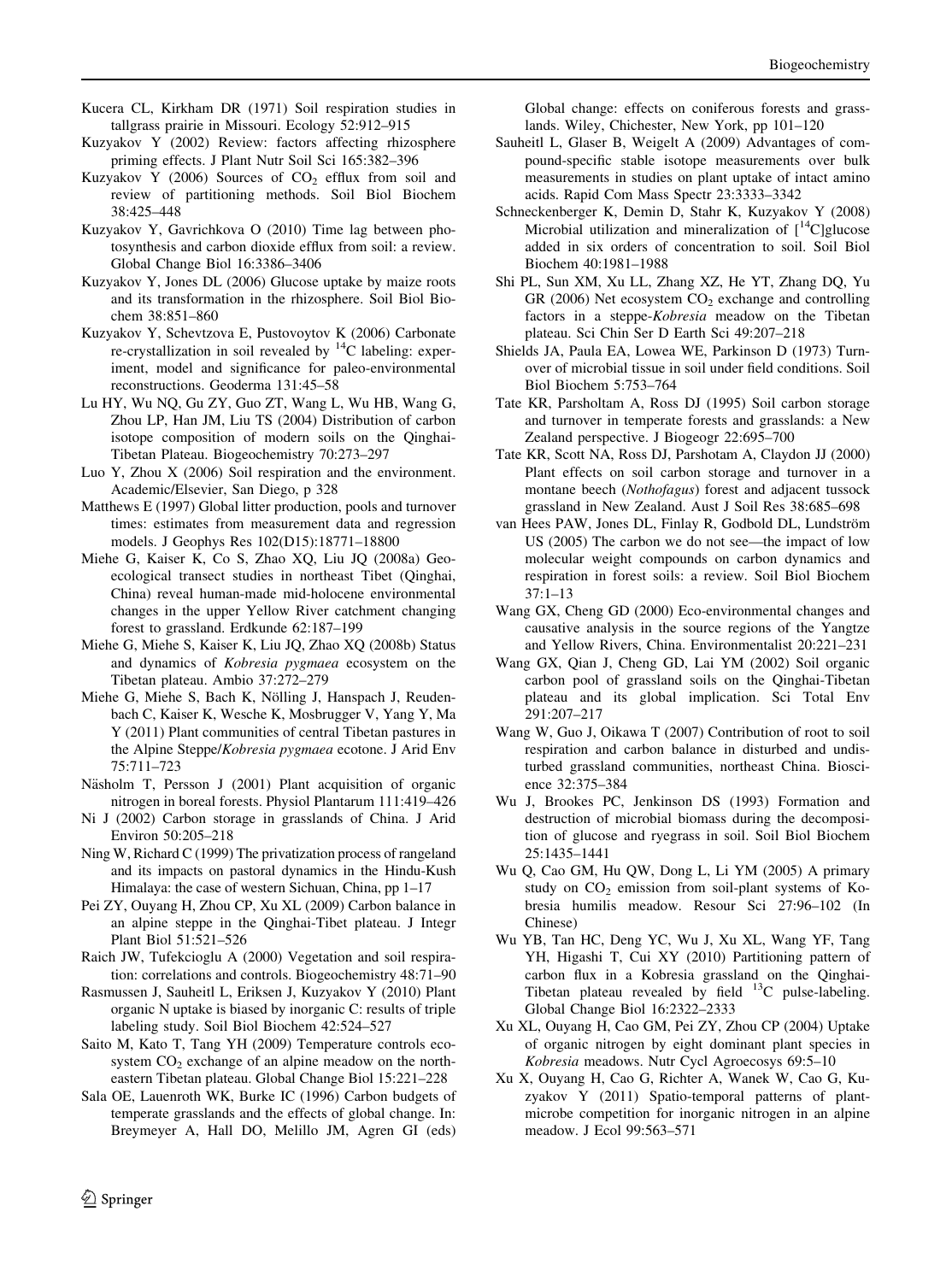Kucera CL, Kirkham DR (1971) Soil respiration studies in tallgrass prairie in Missouri. Ecology 52:912–915

Kuzyakov Y (2002) Review: factors affecting rhizosphere priming effects. J Plant Nutr Soil Sci 165:382–396

Kuzyakov Y (2006) Sources of $CO_2$ efflux from soil and review of partitioning methods. Soil Biol Biochem 38:425–448

Kuzyakov Y, Gavrichkova O (2010) Time lag between photosynthesis and carbon dioxide efflux from soil: a review. Global Change Biol 16:3386–3406

Kuzyakov Y, Jones DL (2006) Glucose uptake by maize roots and its transformation in the rhizosphere. Soil Biol Biochem 38:851–860

Kuzyakov Y, Schevtzova E, Pustovoytov K (2006) Carbonate re-crystallization in soil revealed by $^{14}C$ labeling: experiment, model and significance for paleo-environmental reconstructions. Geoderma 131:45–58

Lu HY, Wu NQ, Gu ZY, Guo ZT, Wang L, Wu HB, Wang G, Zhou LP, Han JM, Liu TS (2004) Distribution of carbon isotope composition of modern soils on the Qinghai-Tibetan Plateau. Biogeochemistry 70:273–297

Luo Y, Zhou X (2006) Soil respiration and the environment. Academic/Elsevier, San Diego, p 328

Matthews E (1997) Global litter production, pools and turnover times: estimates from measurement data and regression models. J Geophys Res 102(D15):18771–18800

Miehe G, Kaiser K, Co S, Zhao XQ, Liu JQ (2008a) Geo-ecological transect studies in northeast Tibet (Qinghai, China) reveal human-made mid-holocene environmental changes in the upper Yellow River catchment changing forest to grassland. Erdkunde 62:187–199

Miehe G, Miehe S, Kaiser K, Liu JQ, Zhao XQ (2008b) Status and dynamics of *Kobresia pygmaea* ecosystem on the Tibetan plateau. Ambio 37:272–279

Miehe G, Miehe S, Bach K, Nölling J, Hanspach J, Reudenbach C, Kaiser K, Wesche K, Mosbrugger V, Yang Y, Ma Y (2011) Plant communities of central Tibetan pastures in the Alpine Steppe/*Kobresia pygmaea* ecotone. J Arid Env 75:711–723

Näsholm T, Persson J (2001) Plant acquisition of organic nitrogen in boreal forests. Physiol Plantarum 111:419–426

Ni J (2002) Carbon storage in grasslands of China. J Arid Environ 50:205–218

Ning W, Richard C (1999) The privatization process of rangeland and its impacts on pastoral dynamics in the Hindu-Kush Himalaya: the case of western Sichuan, China, pp 1–17

Pei ZY, Ouyang H, Zhou CP, Xu XL (2009) Carbon balance in an alpine steppe in the Qinghai-Tibet plateau. J Integr Plant Biol 51:521–526

Raich JW, Tufekcioglu A (2000) Vegetation and soil respiration: correlations and controls. Biogeochemistry 48:71–90

Rasmussen J, Sauheitl L, Eriksen J, Kuzyakov Y (2010) Plant organic N uptake is biased by inorganic C: results of triple labeling study. Soil Biol Biochem 42:524–527

Saito M, Kato T, Tang YH (2009) Temperature controls ecosystem $CO_2$ exchange of an alpine meadow on the northeastern Tibetan plateau. Global Change Biol 15:221–228

Sala OE, Lauenroth WK, Burke IC (1996) Carbon budgets of temperate grasslands and the effects of global change. In: Breymeyer A, Hall DO, Melillo JM, Agren GI (eds) Global change: effects on coniferous forests and grasslands. Wiley, Chichester, New York, pp 101–120

Sauheitl L, Glaser B, Weigelt A (2009) Advantages of compound-specific stable isotope measurements over bulk measurements in studies on plant uptake of intact amino acids. Rapid Com Mass Spectr 23:3333–3342

Schneckenberger K, Demin D, Stahr K, Kuzyakov Y (2008) Microbial utilization and mineralization of [$^{14}C$]glucose added in six orders of concentration to soil. Soil Biol Biochem 40:1981–1988

Shi PL, Sun XM, Xu LL, Zhang XZ, He YT, Zhang DQ, Yu GR (2006) Net ecosystem $CO_2$ exchange and controlling factors in a steppe-*Kobresia* meadow on the Tibetan plateau. Sci Chin Ser D Earth Sci 49:207–218

Shields JA, Paula EA, Lowea WE, Parkinson D (1973) Turnover of microbial tissue in soil under field conditions. Soil Biol Biochem 5:753–764

Tate KR, Parsholtam A, Ross DJ (1995) Soil carbon storage and turnover in temperate forests and grasslands: a New Zealand perspective. J Biogeogr 22:695–700

Tate KR, Scott NA, Ross DJ, Parshotam A, Claydon JJ (2000) Plant effects on soil carbon storage and turnover in a montane beech (*Nothofagus*) forest and adjacent tussock grassland in New Zealand. Aust J Soil Res 38:685–698

van Hees PAW, Jones DL, Finlay R, Godbold DL, Lundström US (2005) The carbon we do not see—the impact of low molecular weight compounds on carbon dynamics and respiration in forest soils: a review. Soil Biol Biochem 37:1–13

Wang GX, Cheng GD (2000) Eco-environmental changes and causative analysis in the source regions of the Yangtze and Yellow Rivers, China. Environmentalist 20:221–231

Wang GX, Qian J, Cheng GD, Lai YM (2002) Soil organic carbon pool of grassland soils on the Qinghai-Tibetan plateau and its global implication. Sci Total Env 291:207–217

Wang W, Guo J, Oikawa T (2007) Contribution of root to soil respiration and carbon balance in disturbed and undisturbed grassland communities, northeast China. Bioscience 32:375–384

Wu J, Brookes PC, Jenkinson DS (1993) Formation and destruction of microbial biomass during the decomposition of glucose and ryegrass in soil. Soil Biol Biochem 25:1435–1441

Wu Q, Cao GM, Hu QW, Dong L, Li YM (2005) A primary study on $CO_2$ emission from soil-plant systems of Kobresia humilis meadow. Resour Sci 27:96–102 (In Chinese)

Wu YB, Tan HC, Deng YC, Wu J, Xu XL, Wang YF, Tang YH, Higashi T, Cui XY (2010) Partitioning pattern of carbon flux in a Kobresia grassland on the Qinghai-Tibetan plateau revealed by field $^{13}C$ pulse-labeling. Global Change Biol 16:2322–2333

Xu XL, Ouyang H, Cao GM, Pei ZY, Zhou CP (2004) Uptake of organic nitrogen by eight dominant plant species in *Kobresia* meadows. Nutr Cycl Agroecosys 69:5–10

Xu X, Ouyang H, Cao G, Richter A, Wanek W, Cao G, Kuzyakov Y (2011) Spatio-temporal patterns of plant-microbe competition for inorganic nitrogen in an alpine meadow. J Ecol 99:563–571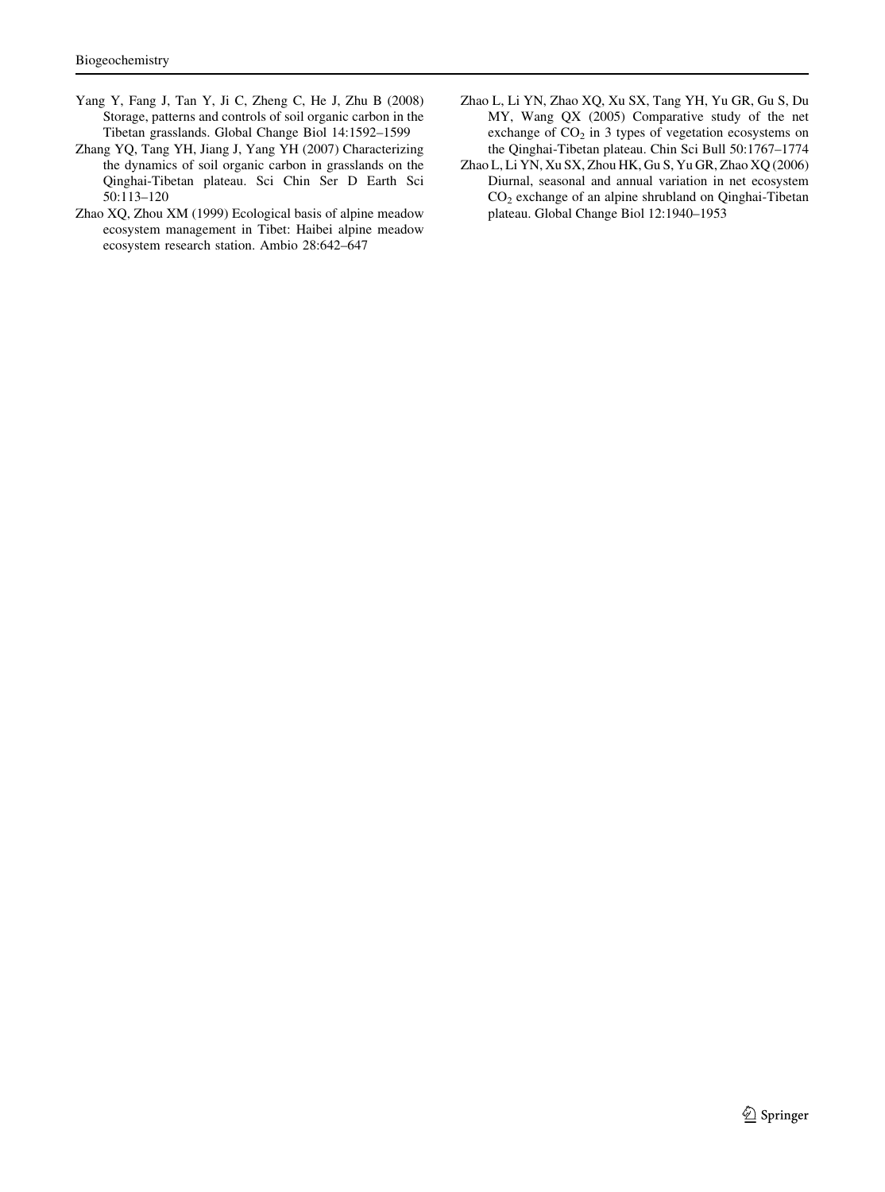Yang Y, Fang J, Tan Y, Ji C, Zheng C, He J, Zhu B (2008) Storage, patterns and controls of soil organic carbon in the Tibetan grasslands. Global Change Biol 14:1592–1599

Zhang YQ, Tang YH, Jiang J, Yang YH (2007) Characterizing the dynamics of soil organic carbon in grasslands on the Qinghai-Tibetan plateau. Sci Chin Ser D Earth Sci 50:113–120

Zhao XQ, Zhou XM (1999) Ecological basis of alpine meadow ecosystem management in Tibet: Haibei alpine meadow ecosystem research station. Ambio 28:642–647

Zhao L, Li YN, Zhao XQ, Xu SX, Tang YH, Yu GR, Gu S, Du MY, Wang QX (2005) Comparative study of the net exchange of $CO_2$ in 3 types of vegetation ecosystems on the Qinghai-Tibetan plateau. Chin Sci Bull 50:1767–1774

Zhao L, Li YN, Xu SX, Zhou HK, Gu S, Yu GR, Zhao XQ (2006) Diurnal, seasonal and annual variation in net ecosystem $CO_2$ exchange of an alpine shrubland on Qinghai-Tibetan plateau. Global Change Biol 12:1940–1953